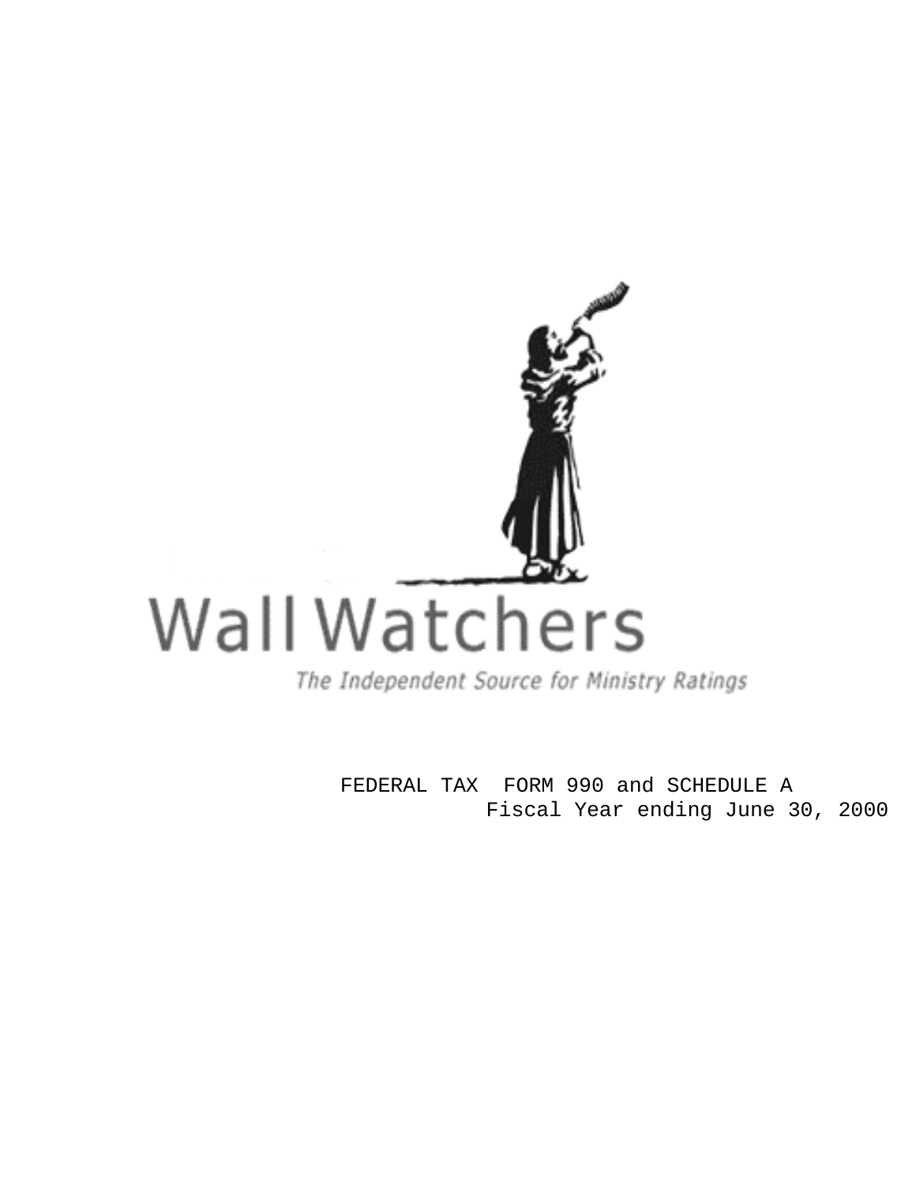Wall Watchers

*The Independent Source for Ministry Ratings*

FEDERAL TAX FORM 990 and SCHEDULE A

Fiscal Year ending June 30, 2000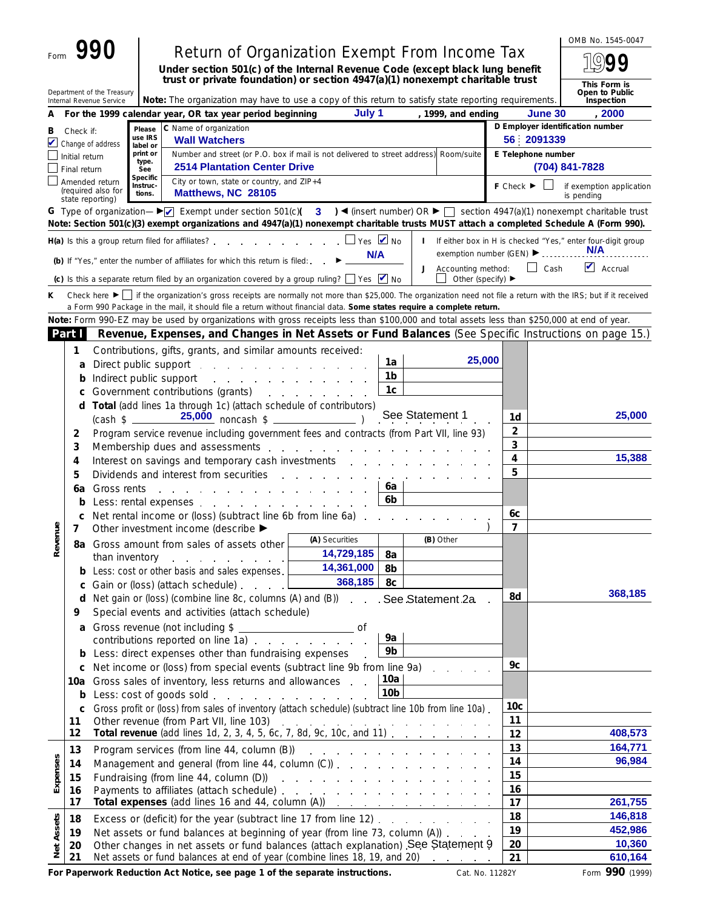Form **990**

# Return of Organization Exempt From Income Tax

**Under section 501(c) of the Internal Revenue Code (except black lung benefit trust or private foundation) or section 4947(a)(1) nonexempt charitable trust**

Department of the Treasury
Internal Revenue Service

**Note:** The organization may have to use a copy of this return to satisfy state reporting requirements.

OMB No. 1545-0047

**1999**

**This Form is Open to Public Inspection**

**A** For the 1999 calendar year, OR tax year period beginning **July 1**, 1999, and ending **June 30**, **2000**

**B** Check if:
- [x] Change of address
- [ ] Initial return
- [ ] Final return
- [ ] Amended return (required also for state reporting)

Please use IRS label or print or type. See Specific Instructions.

**C** Name of organization: **Wall Watchers**

Number and street (or P.O. box if mail is not delivered to street address) Room/suite: **2514 Plantation Center Drive**

City or town, state or country, and ZIP+4: **Matthews, NC 28105**

**D** Employer identification number: **56 2091339**

**E** Telephone number: **(704) 841-7828**

**F** Check ▶ [ ] if exemption application is pending

**G** Type of organization— ▶ [x] Exempt under section 501(c)( **3** ) ◀ (insert number) OR ▶ [ ] section 4947(a)(1) nonexempt charitable trust

**Note: Section 501(c)(3) exempt organizations and 4947(a)(1) nonexempt charitable trusts MUST attach a completed Schedule A (Form 990).**

**H(a)** Is this a group return filed for affiliates? [ ] Yes [x] No

**(b)** If "Yes," enter the number of affiliates for which this return is filed: ▶ **N/A**

**(c)** Is this a separate return filed by an organization covered by a group ruling? [ ] Yes [x] No

**I** If either box in H is checked "Yes," enter four-digit group exemption number (GEN) ▶ **N/A**

**J** Accounting method: [ ] Cash [x] Accrual [ ] Other (specify) ▶

**K** Check here ▶ [ ] if the organization's gross receipts are normally not more than $25,000. The organization need not file a return with the IRS; but if it received a Form 990 Package in the mail, it should file a return without financial data. **Some states require a complete return.**

**Note:** Form 990-EZ may be used by organizations with gross receipts less than $100,000 and total assets less than $250,000 at end of year.

## Part I Revenue, Expenses, and Changes in Net Assets or Fund Balances (See Specific Instructions on page 15.)

### Revenue

| Line | Description | | | | Line | Amount |
|---|---|---|---|---|---|---|
| 1 | Contributions, gifts, grants, and similar amounts received: | | | | | |
| a | Direct public support | 1a | 25,000 | | | |
| b | Indirect public support | 1b | | | | |
| c | Government contributions (grants) | 1c | | | | |
| d | **Total** (add lines 1a through 1c) (attach schedule of contributors) (cash $ 25,000 noncash $ ) See Statement 1 | | | | 1d | 25,000 |
| 2 | Program service revenue including government fees and contracts (from Part VII, line 93) | | | | 2 | |
| 3 | Membership dues and assessments | | | | 3 | |
| 4 | Interest on savings and temporary cash investments | | | | 4 | 15,388 |
| 5 | Dividends and interest from securities | | | | 5 | |
| 6a | Gross rents | 6a | | | | |
| b | Less: rental expenses | 6b | | | | |
| c | Net rental income or (loss) (subtract line 6b from line 6a) | | | | 6c | |
| 7 | Other investment income (describe ▶ ) | | | | 7 | |
| | | **(A) Securities** | | **(B) Other** | | |
| 8a | Gross amount from sales of assets other than inventory | 14,729,185 | 8a | | | |
| b | Less: cost or other basis and sales expenses | 14,361,000 | 8b | | | |
| c | Gain or (loss) (attach schedule) | 368,185 | 8c | | | |
| d | Net gain or (loss) (combine line 8c, columns (A) and (B)) See Statement 2a | | | | 8d | 368,185 |
| 9 | Special events and activities (attach schedule) | | | | | |
| a | Gross revenue (not including $ of contributions reported on line 1a) | 9a | | | | |
| b | Less: direct expenses other than fundraising expenses | 9b | | | | |
| c | Net income or (loss) from special events (subtract line 9b from line 9a) | | | | 9c | |
| 10a | Gross sales of inventory, less returns and allowances | 10a | | | | |
| b | Less: cost of goods sold | 10b | | | | |
| c | Gross profit or (loss) from sales of inventory (attach schedule) (subtract line 10b from line 10a) | | | | 10c | |
| 11 | Other revenue (from Part VII, line 103) | | | | 11 | |
| 12 | **Total revenue** (add lines 1d, 2, 3, 4, 5, 6c, 7, 8d, 9c, 10c, and 11) | | | | 12 | 408,573 |

### Expenses

| Line | Description | Line | Amount |
|---|---|---|---|
| 13 | Program services (from line 44, column (B)) | 13 | 164,771 |
| 14 | Management and general (from line 44, column (C)) | 14 | 96,984 |
| 15 | Fundraising (from line 44, column (D)) | 15 | |
| 16 | Payments to affiliates (attach schedule) | 16 | |
| 17 | **Total expenses** (add lines 16 and 44, column (A)) | 17 | 261,755 |

### Net Assets

| Line | Description | Line | Amount |
|---|---|---|---|
| 18 | Excess or (deficit) for the year (subtract line 17 from line 12) | 18 | 146,818 |
| 19 | Net assets or fund balances at beginning of year (from line 73, column (A)) | 19 | 452,986 |
| 20 | Other changes in net assets or fund balances (attach explanation) See Statement 9 | 20 | 10,360 |
| 21 | Net assets or fund balances at end of year (combine lines 18, 19, and 20) | 21 | 610,164 |

**For Paperwork Reduction Act Notice, see page 1 of the separate instructions.** Cat. No. 11282Y Form **990** (1999)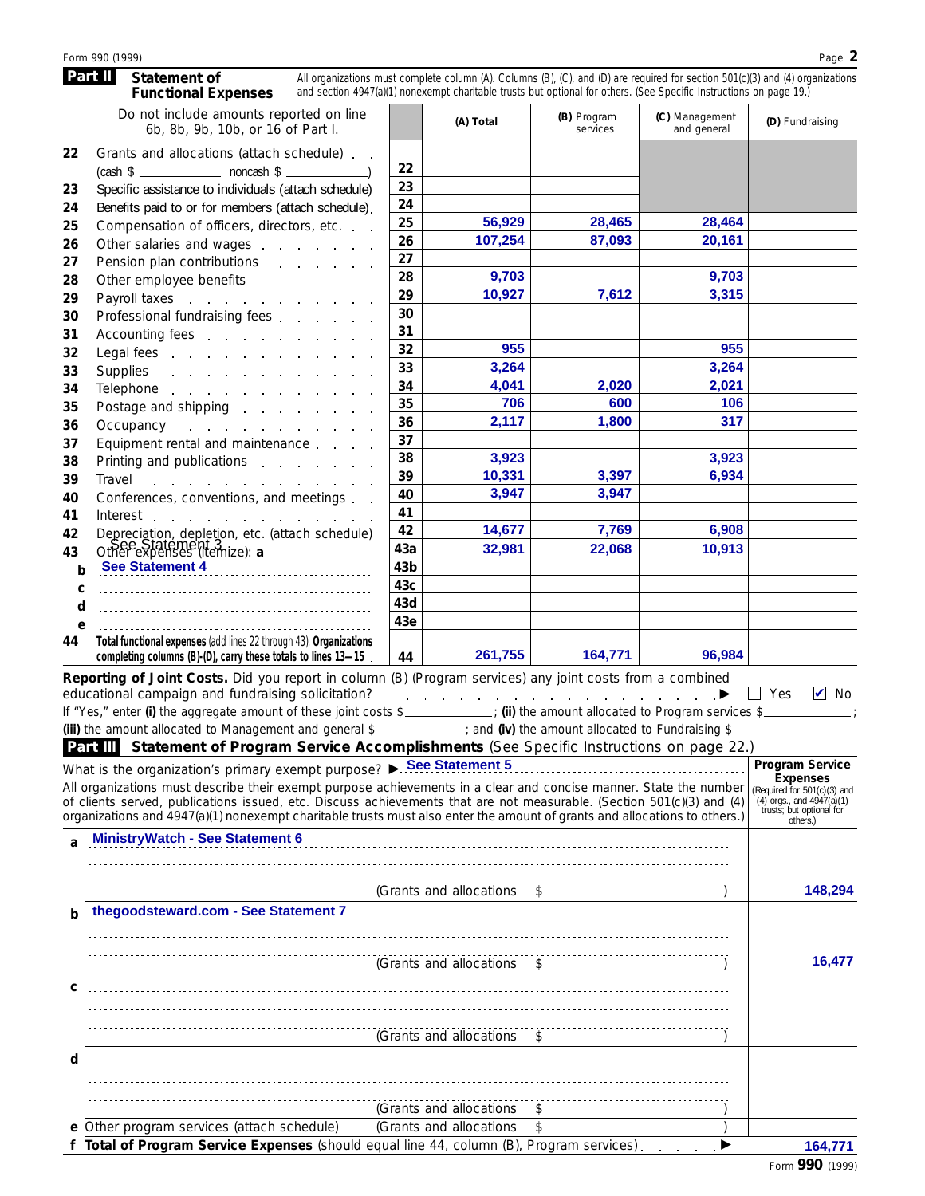Form 990 (1999) Page **2**

## Part II Statement of Functional Expenses

All organizations must complete column (A). Columns (B), (C), and (D) are required for section 501(c)(3) and (4) organizations and section 4947(a)(1) nonexempt charitable trusts but optional for others. (See Specific Instructions on page 19.)

| Do not include amounts reported on line 6b, 8b, 9b, 10b, or 16 of Part I. | | (A) Total | (B) Program services | (C) Management and general | (D) Fundraising |
|---|---|---|---|---|---|
| 22 Grants and allocations (attach schedule) (cash $ ______ noncash $ ______) | 22 | | | | |
| 23 Specific assistance to individuals (attach schedule) | 23 | | | | |
| 24 Benefits paid to or for members (attach schedule) | 24 | | | | |
| 25 Compensation of officers, directors, etc. | 25 | 56,929 | 28,465 | 28,464 | |
| 26 Other salaries and wages | 26 | 107,254 | 87,093 | 20,161 | |
| 27 Pension plan contributions | 27 | | | | |
| 28 Other employee benefits | 28 | 9,703 | | 9,703 | |
| 29 Payroll taxes | 29 | 10,927 | 7,612 | 3,315 | |
| 30 Professional fundraising fees | 30 | | | | |
| 31 Accounting fees | 31 | | | | |
| 32 Legal fees | 32 | 955 | | 955 | |
| 33 Supplies | 33 | 3,264 | | 3,264 | |
| 34 Telephone | 34 | 4,041 | 2,020 | 2,021 | |
| 35 Postage and shipping | 35 | 706 | 600 | 106 | |
| 36 Occupancy | 36 | 2,117 | 1,800 | 317 | |
| 37 Equipment rental and maintenance | 37 | | | | |
| 38 Printing and publications | 38 | 3,923 | | 3,923 | |
| 39 Travel | 39 | 10,331 | 3,397 | 6,934 | |
| 40 Conferences, conventions, and meetings | 40 | 3,947 | 3,947 | | |
| 41 Interest | 41 | | | | |
| 42 Depreciation, depletion, etc. (attach schedule) See Statement 3 | 42 | 14,677 | 7,769 | 6,908 | |
| 43 Other expenses (itemize): a | 43a | 32,981 | 22,068 | 10,913 | |
| b See Statement 4 | 43b | | | | |
| c | 43c | | | | |
| d | 43d | | | | |
| e | 43e | | | | |
| 44 **Total functional expenses** (add lines 22 through 43). **Organizations completing columns (B)-(D), carry these totals to lines 13—15** | 44 | 261,755 | 164,771 | 96,984 | |

**Reporting of Joint Costs.** Did you report in column (B) (Program services) any joint costs from a combined educational campaign and fundraising solicitation? ☐ Yes ☑ No

If "Yes," enter **(i)** the aggregate amount of these joint costs $ ______; **(ii)** the amount allocated to Program services $ ______; **(iii)** the amount allocated to Management and general $ ______; and **(iv)** the amount allocated to Fundraising $ ______

## Part III Statement of Program Service Accomplishments (See Specific Instructions on page 22.)

What is the organization's primary exempt purpose? ▶ See Statement 5

All organizations must describe their exempt purpose achievements in a clear and concise manner. State the number of clients served, publications issued, etc. Discuss achievements that are not measurable. (Section 501(c)(3) and (4) organizations and 4947(a)(1) nonexempt charitable trusts must also enter the amount of grants and allocations to others.)

| | Program Service Expenses (Required for 501(c)(3) and (4) orgs., and 4947(a)(1) trusts; but optional for others.) |
|---|---|
| a MinistryWatch - See Statement 6 (Grants and allocations $ ) | 148,294 |
| b thegoodsteward.com - See Statement 7 (Grants and allocations $ ) | 16,477 |
| c (Grants and allocations $ ) | |
| d (Grants and allocations $ ) | |
| e Other program services (attach schedule) (Grants and allocations $ ) | |
| f **Total of Program Service Expenses** (should equal line 44, column (B), Program services) ▶ | 164,771 |

Form **990** (1999)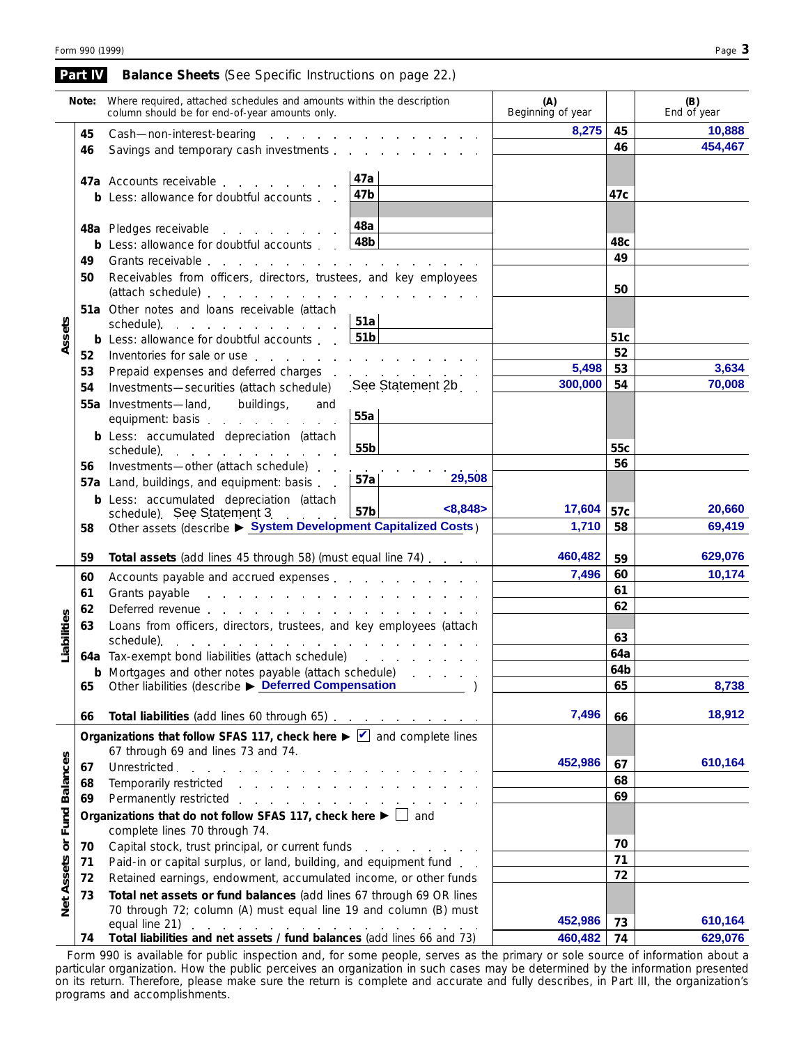## Part IV Balance Sheets (See Specific Instructions on page 22.)

| | | Note: Where required, attached schedules and amounts within the description column should be for end-of-year amounts only. | | | (A) Beginning of year | | (B) End of year |
|---|---|---|---|---|---|---|---|
| **Assets** | 45 | Cash—non-interest-bearing | | | 8,275 | 45 | 10,888 |
| | 46 | Savings and temporary cash investments | | | | 46 | 454,467 |
| | 47a | Accounts receivable | 47a | | | | |
| | b | Less: allowance for doubtful accounts | 47b | | | 47c | |
| | 48a | Pledges receivable | 48a | | | | |
| | b | Less: allowance for doubtful accounts | 48b | | | 48c | |
| | 49 | Grants receivable | | | | 49 | |
| | 50 | Receivables from officers, directors, trustees, and key employees (attach schedule) | | | | 50 | |
| | 51a | Other notes and loans receivable (attach schedule) | 51a | | | | |
| | b | Less: allowance for doubtful accounts | 51b | | | 51c | |
| | 52 | Inventories for sale or use | | | | 52 | |
| | 53 | Prepaid expenses and deferred charges | | | 5,498 | 53 | 3,634 |
| | 54 | Investments—securities (attach schedule) See Statement 2b | | | 300,000 | 54 | 70,008 |
| | 55a | Investments—land, buildings, and equipment: basis | 55a | | | | |
| | b | Less: accumulated depreciation (attach schedule) | 55b | | | 55c | |
| | 56 | Investments—other (attach schedule) | | | | 56 | |
| | 57a | Land, buildings, and equipment: basis | 57a | 29,508 | | | |
| | b | Less: accumulated depreciation (attach schedule) See Statement 3 | 57b | <8,848> | 17,604 | 57c | 20,660 |
| | 58 | Other assets (describe ▶ System Development Capitalized Costs) | | | 1,710 | 58 | 69,419 |
| | 59 | **Total assets** (add lines 45 through 58) (must equal line 74) | | | 460,482 | 59 | 629,076 |
| **Liabilities** | 60 | Accounts payable and accrued expenses | | | 7,496 | 60 | 10,174 |
| | 61 | Grants payable | | | | 61 | |
| | 62 | Deferred revenue | | | | 62 | |
| | 63 | Loans from officers, directors, trustees, and key employees (attach schedule) | | | | 63 | |
| | 64a | Tax-exempt bond liabilities (attach schedule) | | | | 64a | |
| | b | Mortgages and other notes payable (attach schedule) | | | | 64b | |
| | 65 | Other liabilities (describe ▶ Deferred Compensation) | | | | 65 | 8,738 |
| | 66 | **Total liabilities** (add lines 60 through 65) | | | 7,496 | 66 | 18,912 |
| **Net Assets or Fund Balances** | | **Organizations that follow SFAS 117, check here ▶ ☑ and complete lines 67 through 69 and lines 73 and 74.** | | | | | |
| | 67 | Unrestricted | | | 452,986 | 67 | 610,164 |
| | 68 | Temporarily restricted | | | | 68 | |
| | 69 | Permanently restricted | | | | 69 | |
| | | **Organizations that do not follow SFAS 117, check here ▶ ☐ and complete lines 70 through 74.** | | | | | |
| | 70 | Capital stock, trust principal, or current funds | | | | 70 | |
| | 71 | Paid-in or capital surplus, or land, building, and equipment fund | | | | 71 | |
| | 72 | Retained earnings, endowment, accumulated income, or other funds | | | | 72 | |
| | 73 | **Total net assets or fund balances** (add lines 67 through 69 OR lines 70 through 72; column (A) must equal line 19 and column (B) must equal line 21) | | | 452,986 | 73 | 610,164 |
| | 74 | **Total liabilities and net assets / fund balances** (add lines 66 and 73) | | | 460,482 | 74 | 629,076 |

Form 990 is available for public inspection and, for some people, serves as the primary or sole source of information about a particular organization. How the public perceives an organization in such cases may be determined by the information presented on its return. Therefore, please make sure the return is complete and accurate and fully describes, in Part III, the organization's programs and accomplishments.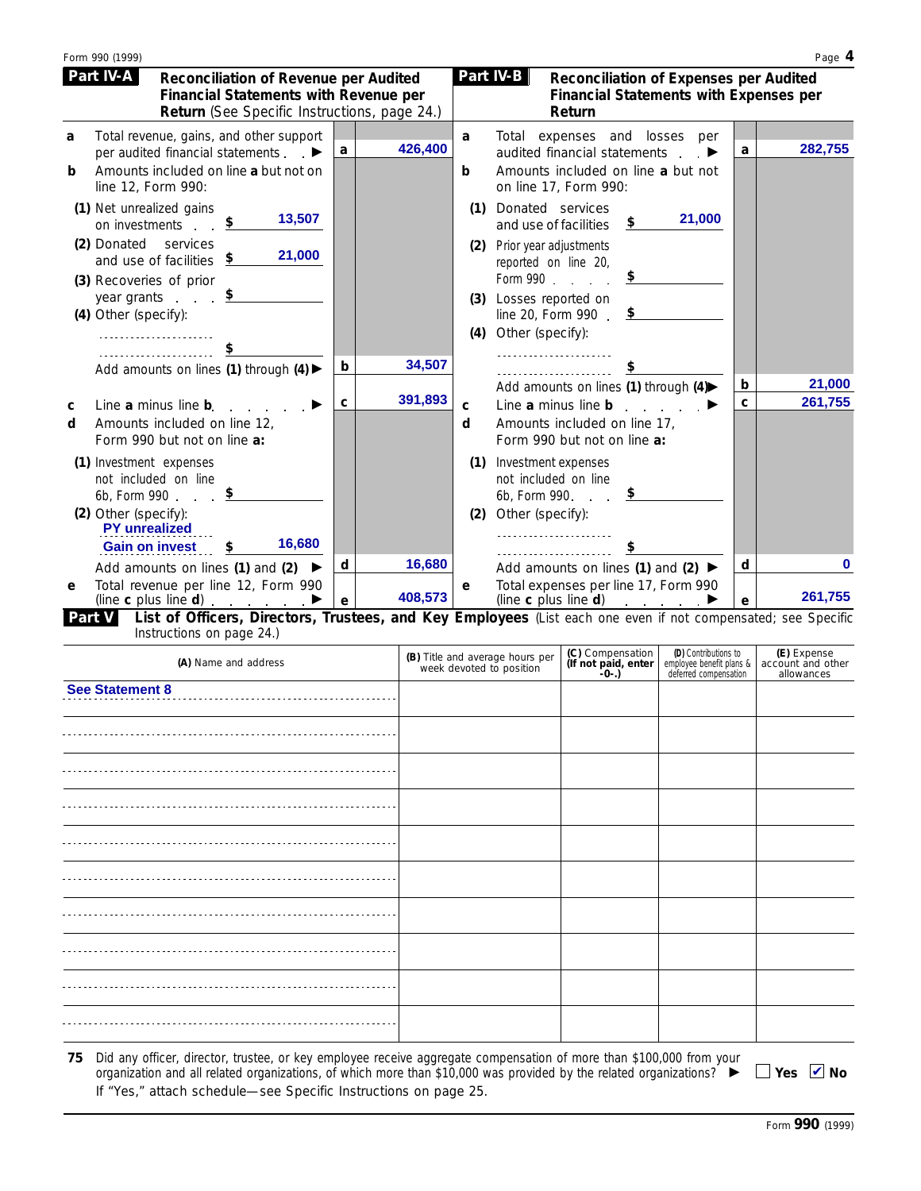## Part IV-A Reconciliation of Revenue per Audited Financial Statements with Revenue per Return (See Specific Instructions, page 24.)

| | | | |
|---|---|---|---|
| **a** | Total revenue, gains, and other support per audited financial statements | a | 426,400 |
| **b** | Amounts included on line **a** but not on line 12, Form 990: | | |
| | (1) Net unrealized gains on investments $ 13,507 | | |
| | (2) Donated services and use of facilities $ 21,000 | | |
| | (3) Recoveries of prior year grants $ | | |
| | (4) Other (specify): $ | | |
| | Add amounts on lines **(1)** through **(4)** | b | 34,507 |
| **c** | Line **a** minus line **b** | c | 391,893 |
| **d** | Amounts included on line 12, Form 990 but not on line **a:** | | |
| | (1) Investment expenses not included on line 6b, Form 990 $ | | |
| | (2) Other (specify): PY unrealized Gain on invest $ 16,680 | | |
| | Add amounts on lines **(1)** and **(2)** | d | 16,680 |
| **e** | Total revenue per line 12, Form 990 (line **c** plus line **d**) | e | 408,573 |

## Part IV-B Reconciliation of Expenses per Audited Financial Statements with Expenses per Return

| | | | |
|---|---|---|---|
| **a** | Total expenses and losses per audited financial statements | a | 282,755 |
| **b** | Amounts included on line **a** but not on line 17, Form 990: | | |
| | (1) Donated services and use of facilities $ 21,000 | | |
| | (2) Prior year adjustments reported on line 20, Form 990 $ | | |
| | (3) Losses reported on line 20, Form 990 $ | | |
| | (4) Other (specify): $ | | |
| | Add amounts on lines **(1)** through **(4)** | b | 21,000 |
| **c** | Line **a** minus line **b** | c | 261,755 |
| **d** | Amounts included on line 17, Form 990 but not on line **a:** | | |
| | (1) Investment expenses not included on line 6b, Form 990 $ | | |
| | (2) Other (specify): $ | | |
| | Add amounts on lines **(1)** and **(2)** | d | 0 |
| **e** | Total expenses per line 17, Form 990 (line **c** plus line **d**) | e | 261,755 |

## Part V List of Officers, Directors, Trustees, and Key Employees (List each one even if not compensated; see Specific Instructions on page 24.)

| (A) Name and address | (B) Title and average hours per week devoted to position | (C) Compensation (If not paid, enter -0-.) | (D) Contributions to employee benefit plans & deferred compensation | (E) Expense account and other allowances |
|---|---|---|---|---|
| See Statement 8 | | | | |
| | | | | |
| | | | | |
| | | | | |
| | | | | |
| | | | | |
| | | | | |
| | | | | |
| | | | | |
| | | | | |

**75** Did any officer, director, trustee, or key employee receive aggregate compensation of more than $100,000 from your organization and all related organizations, of which more than $10,000 was provided by the related organizations? ☐ Yes ☑ No

If "Yes," attach schedule—see Specific Instructions on page 25.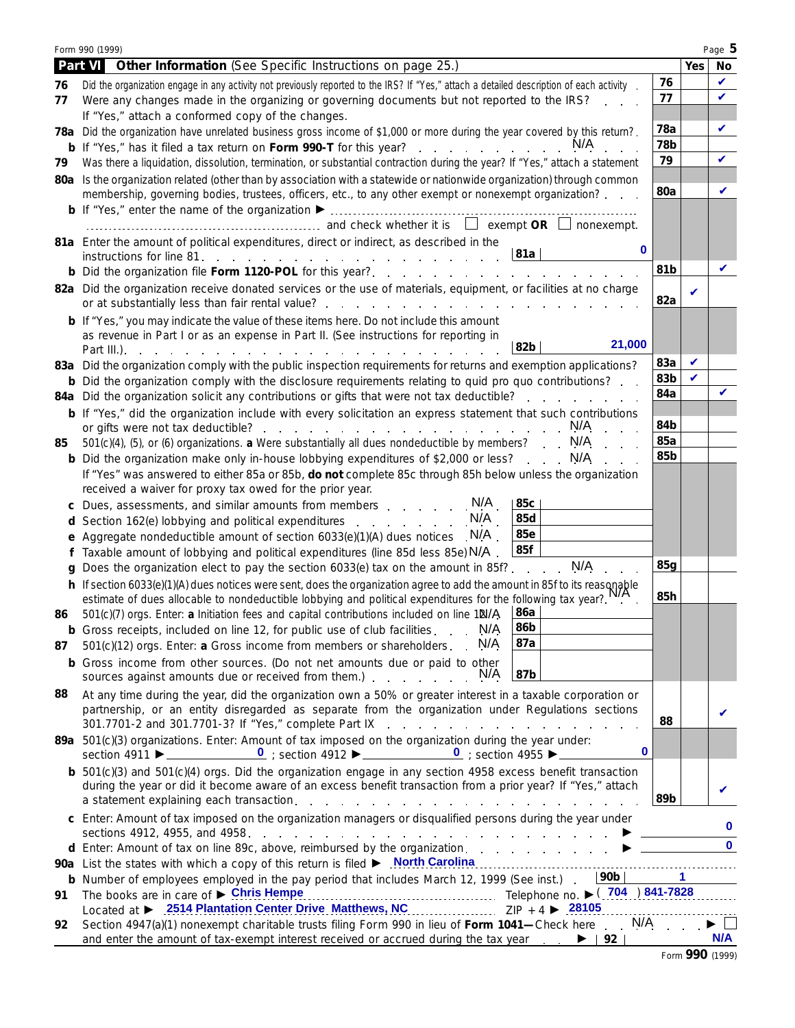Form 990 (1999)

## Part VI Other Information (See Specific Instructions on page 25.)

| | | | Yes | No |
|---|---|---|---|---|
| 76 | Did the organization engage in any activity not previously reported to the IRS? If "Yes," attach a detailed description of each activity | 76 | | ✔ |
| 77 | Were any changes made in the organizing or governing documents but not reported to the IRS? If "Yes," attach a conformed copy of the changes. | 77 | | ✔ |
| 78a | Did the organization have unrelated business gross income of $1,000 or more during the year covered by this return? | 78a | | ✔ |
| b | If "Yes," has it filed a tax return on **Form 990-T** for this year? N/A | 78b | | |
| 79 | Was there a liquidation, dissolution, termination, or substantial contraction during the year? If "Yes," attach a statement | 79 | | ✔ |
| 80a | Is the organization related (other than by association with a statewide or nationwide organization) through common membership, governing bodies, trustees, officers, etc., to any other exempt or nonexempt organization? | 80a | | ✔ |
| b | If "Yes," enter the name of the organization ▶ ______ and check whether it is ☐ exempt **OR** ☐ nonexempt. | | | |
| 81a | Enter the amount of political expenditures, direct or indirect, as described in the instructions for line 81. **81a** 0 | | | |
| b | Did the organization file **Form 1120-POL** for this year? | 81b | | ✔ |
| 82a | Did the organization receive donated services or the use of materials, equipment, or facilities at no charge or at substantially less than fair rental value? | 82a | ✔ | |
| b | If "Yes," you may indicate the value of these items here. Do not include this amount as revenue in Part I or as an expense in Part II. (See instructions for reporting in Part III.). **82b** 21,000 | | | |
| 83a | Did the organization comply with the public inspection requirements for returns and exemption applications? | 83a | ✔ | |
| b | Did the organization comply with the disclosure requirements relating to quid pro quo contributions? | 83b | ✔ | |
| 84a | Did the organization solicit any contributions or gifts that were not tax deductible? | 84a | | ✔ |
| b | If "Yes," did the organization include with every solicitation an express statement that such contributions or gifts were not tax deductible? N/A | 84b | | |
| 85 | 501(c)(4), (5), or (6) organizations. **a** Were substantially all dues nondeductible by members? N/A | 85a | | |
| b | Did the organization make only in-house lobbying expenditures of $2,000 or less? N/A | 85b | | |
| | If "Yes" was answered to either 85a or 85b, **do not** complete 85c through 85h below unless the organization received a waiver for proxy tax owed for the prior year. | | | |
| c | Dues, assessments, and similar amounts from members N/A **85c** | | | |
| d | Section 162(e) lobbying and political expenditures N/A **85d** | | | |
| e | Aggregate nondeductible amount of section 6033(e)(1)(A) dues notices N/A **85e** | | | |
| f | Taxable amount of lobbying and political expenditures (line 85d less 85e) N/A **85f** | | | |
| g | Does the organization elect to pay the section 6033(e) tax on the amount in 85f? N/A | 85g | | |
| h | If section 6033(e)(1)(A) dues notices were sent, does the organization agree to add the amount in 85f to its reasonable estimate of dues allocable to nondeductible lobbying and political expenditures for the following tax year? N/A | 85h | | |
| 86 | 501(c)(7) orgs. Enter: **a** Initiation fees and capital contributions included on line 12 N/A **86a** | | | |
| b | Gross receipts, included on line 12, for public use of club facilities N/A **86b** | | | |
| 87 | 501(c)(12) orgs. Enter: **a** Gross income from members or shareholders N/A **87a** | | | |
| b | Gross income from other sources. (Do not net amounts due or paid to other sources against amounts due or received from them.) N/A **87b** | | | |
| 88 | At any time during the year, did the organization own a 50% or greater interest in a taxable corporation or partnership, or an entity disregarded as separate from the organization under Regulations sections 301.7701-2 and 301.7701-3? If "Yes," complete Part IX | 88 | | ✔ |
| 89a | 501(c)(3) organizations. Enter: Amount of tax imposed on the organization during the year under: section 4911 ▶ 0 ; section 4912 ▶ 0 ; section 4955 ▶ 0 | | | |
| b | 501(c)(3) and 501(c)(4) orgs. Did the organization engage in any section 4958 excess benefit transaction during the year or did it become aware of an excess benefit transaction from a prior year? If "Yes," attach a statement explaining each transaction | 89b | | ✔ |
| c | Enter: Amount of tax imposed on the organization managers or disqualified persons during the year under sections 4912, 4955, and 4958 ▶ 0 | | | |
| d | Enter: Amount of tax on line 89c, above, reimbursed by the organization ▶ 0 | | | |
| 90a | List the states with which a copy of this return is filed ▶ North Carolina | | | |
| b | Number of employees employed in the pay period that includes March 12, 1999 (See inst.) **90b** 1 | | | |
| 91 | The books are in care of ▶ Chris Hempe Telephone no. ▶ (704) 841-7828 Located at ▶ 2514 Plantation Center Drive Matthews, NC ZIP + 4 ▶ 28105 | | | |
| 92 | Section 4947(a)(1) nonexempt charitable trusts filing Form 990 in lieu of **Form 1041—** Check here N/A ▶ ☐ and enter the amount of tax-exempt interest received or accrued during the tax year ▶ **92** N/A | | | |

Form **990** (1999)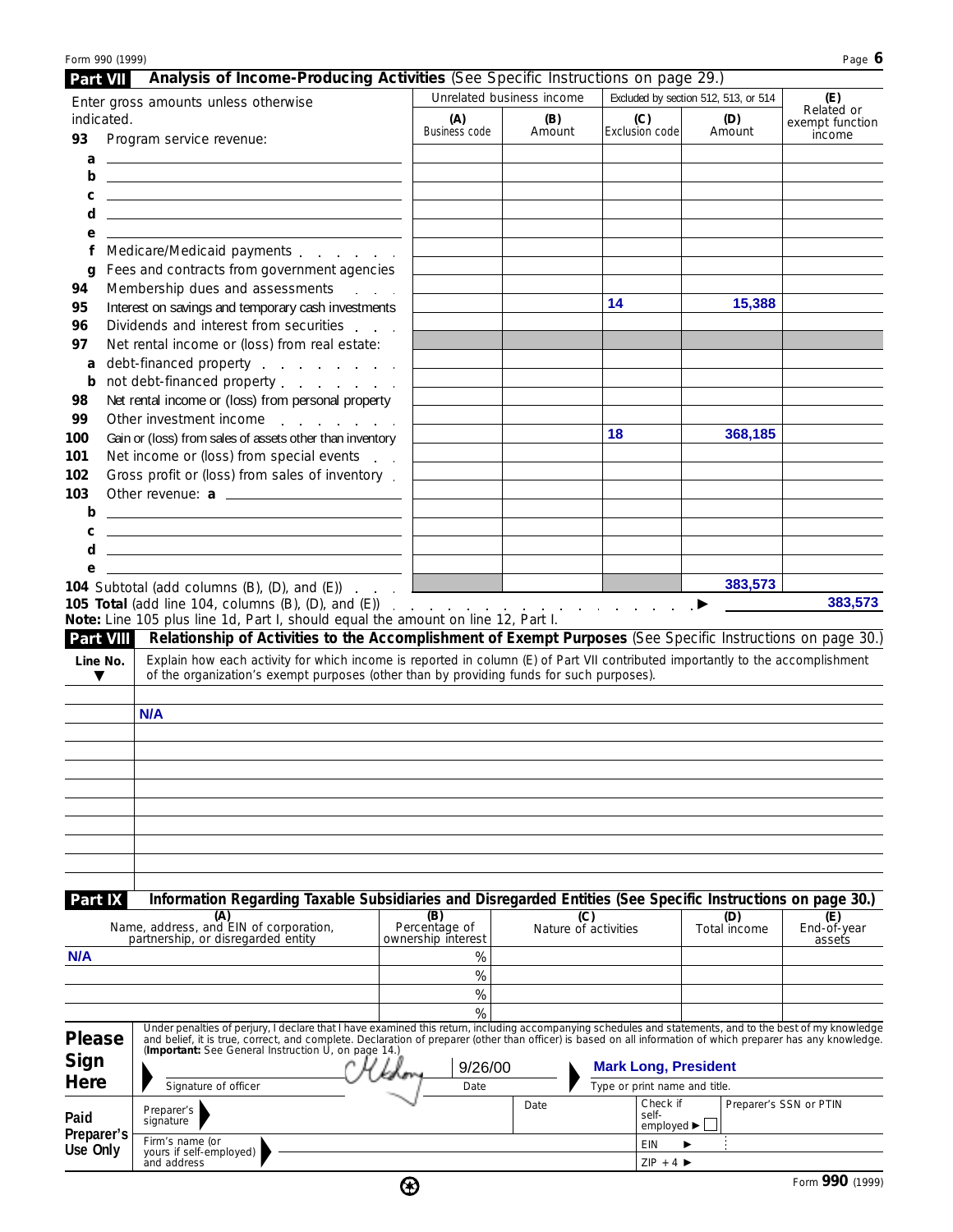## Part VII Analysis of Income-Producing Activities (See Specific Instructions on page 29.)

| Enter gross amounts unless otherwise indicated. | Unrelated business income | | Excluded by section 512, 513, or 514 | | (E) Related or exempt function income |
|---|---|---|---|---|---|
| | (A) Business code | (B) Amount | (C) Exclusion code | (D) Amount | |
| **93** Program service revenue: | | | | | |
| a | | | | | |
| b | | | | | |
| c | | | | | |
| d | | | | | |
| e | | | | | |
| f Medicare/Medicaid payments | | | | | |
| g Fees and contracts from government agencies | | | | | |
| **94** Membership dues and assessments | | | | | |
| **95** Interest on savings and temporary cash investments | | | 14 | 15,388 | |
| **96** Dividends and interest from securities | | | | | |
| **97** Net rental income or (loss) from real estate: | | | | | |
| a debt-financed property | | | | | |
| b not debt-financed property | | | | | |
| **98** Net rental income or (loss) from personal property | | | | | |
| **99** Other investment income | | | | | |
| **100** Gain or (loss) from sales of assets other than inventory | | | 18 | 368,185 | |
| **101** Net income or (loss) from special events | | | | | |
| **102** Gross profit or (loss) from sales of inventory | | | | | |
| **103** Other revenue: a | | | | | |
| b | | | | | |
| c | | | | | |
| d | | | | | |
| e | | | | | |
| **104** Subtotal (add columns (B), (D), and (E)) | | | | 383,573 | |

**105 Total** (add line 104, columns (B), (D), and (E)) ▶ 383,573

**Note:** Line 105 plus line 1d, Part I, should equal the amount on line 12, Part I.

## Part VIII Relationship of Activities to the Accomplishment of Exempt Purposes (See Specific Instructions on page 30.)

| Line No. ▼ | Explain how each activity for which income is reported in column (E) of Part VII contributed importantly to the accomplishment of the organization's exempt purposes (other than by providing funds for such purposes). |
|---|---|
| | N/A |

## Part IX Information Regarding Taxable Subsidiaries and Disregarded Entities (See Specific Instructions on page 30.)

| (A) Name, address, and EIN of corporation, partnership, or disregarded entity | (B) Percentage of ownership interest | (C) Nature of activities | (D) Total income | (E) End-of-year assets |
|---|---|---|---|---|
| N/A | % | | | |
| | % | | | |
| | % | | | |
| | % | | | |

**Please Sign Here**

Under penalties of perjury, I declare that I have examined this return, including accompanying schedules and statements, and to the best of my knowledge and belief, it is true, correct, and complete. Declaration of preparer (other than officer) is based on all information of which preparer has any knowledge. (**Important:** See General Instruction U, on page 14.)

Signature of officer: [signature] Date: 9/26/00

Type or print name and title: Mark Long, President

**Paid Preparer's Use Only**

| Preparer's signature | Date | Check if self-employed ▶ ☐ | Preparer's SSN or PTIN |
|---|---|---|---|
| Firm's name (or yours if self-employed) and address | | EIN ▶ | |
| | | ZIP + 4 ▶ | |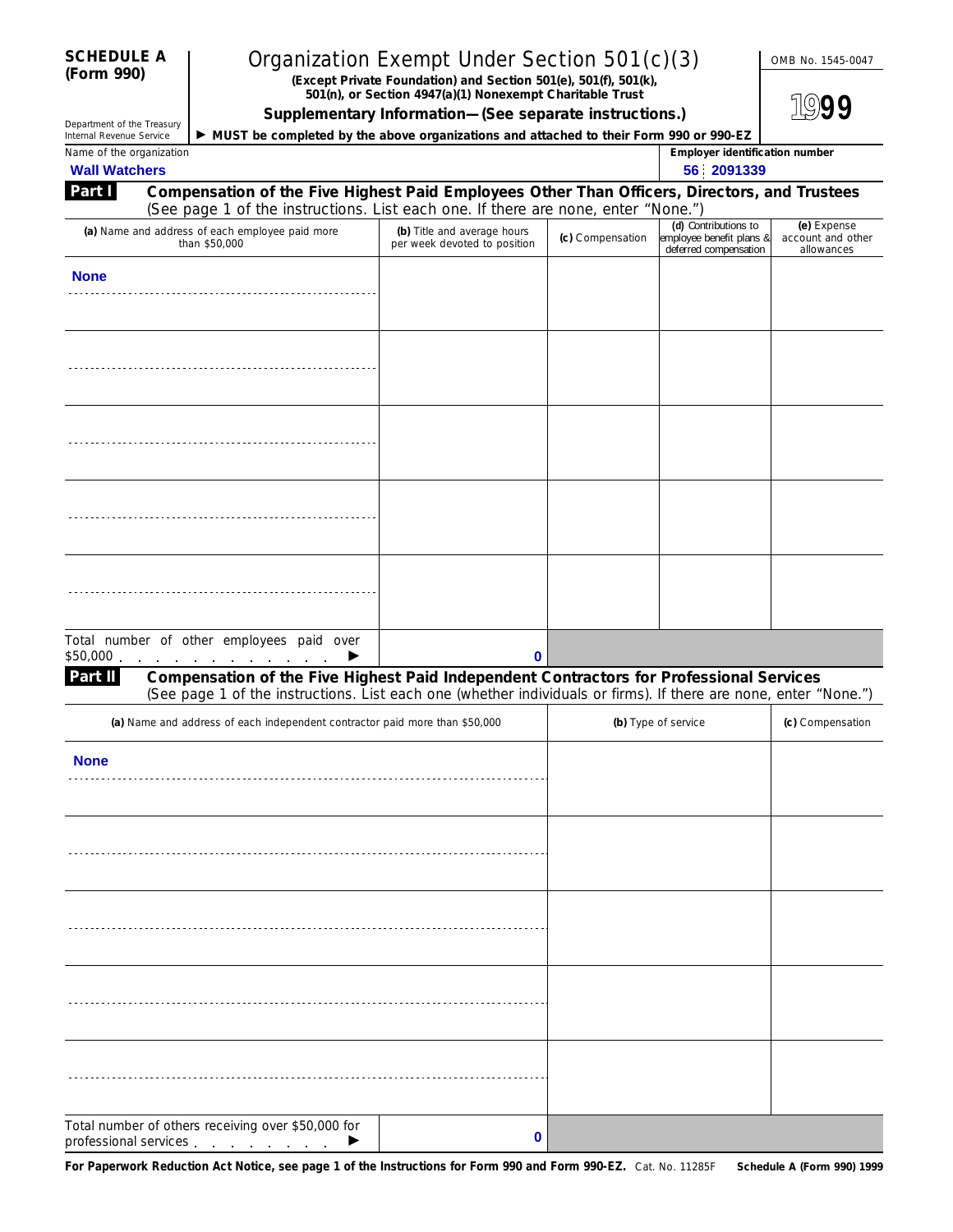**SCHEDULE A (Form 990)**

Department of the Treasury
Internal Revenue Service

# Organization Exempt Under Section 501(c)(3)

**(Except Private Foundation) and Section 501(e), 501(f), 501(k), 501(n), or Section 4947(a)(1) Nonexempt Charitable Trust**

**Supplementary Information—(See separate instructions.)**

▶ **MUST be completed by the above organizations and attached to their Form 990 or 990-EZ**

OMB No. 1545-0047

**1999**

Name of the organization: **Wall Watchers**

Employer identification number: **56 2091339**

## Part I Compensation of the Five Highest Paid Employees Other Than Officers, Directors, and Trustees

(See page 1 of the instructions. List each one. If there are none, enter "None.")

| (a) Name and address of each employee paid more than $50,000 | (b) Title and average hours per week devoted to position | (c) Compensation | (d) Contributions to employee benefit plans & deferred compensation | (e) Expense account and other allowances |
|---|---|---|---|---|
| None | | | | |
| | | | | |
| | | | | |
| | | | | |
| | | | | |
| Total number of other employees paid over $50,000 ▶ | 0 | | | |

## Part II Compensation of the Five Highest Paid Independent Contractors for Professional Services

(See page 1 of the instructions. List each one (whether individuals or firms). If there are none, enter "None.")

| (a) Name and address of each independent contractor paid more than $50,000 | (b) Type of service | (c) Compensation |
|---|---|---|
| None | | |
| | | |
| | | |
| | | |
| | | |
| Total number of others receiving over $50,000 for professional services ▶ 0 | | |

**For Paperwork Reduction Act Notice, see page 1 of the Instructions for Form 990 and Form 990-EZ.** Cat. No. 11285F **Schedule A (Form 990) 1999**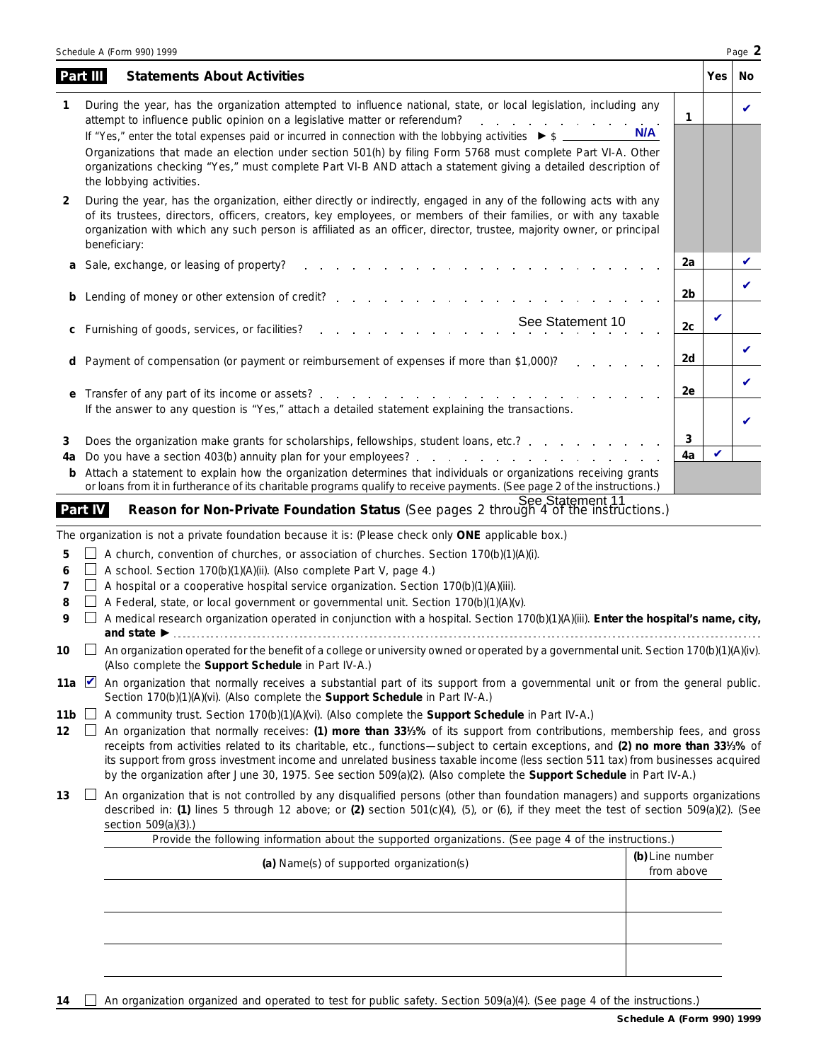## Part III Statements About Activities

| | | | Yes | No |
|---|---|---|---|---|
| **1** | During the year, has the organization attempted to influence national, state, or local legislation, including any attempt to influence public opinion on a legislative matter or referendum? If "Yes," enter the total expenses paid or incurred in connection with the lobbying activities ▶ $ **N/A** Organizations that made an election under section 501(h) by filing Form 5768 must complete Part VI-A. Other organizations checking "Yes," must complete Part VI-B AND attach a statement giving a detailed description of the lobbying activities. | 1 | | ✔ |
| **2** | During the year, has the organization, either directly or indirectly, engaged in any of the following acts with any of its trustees, directors, officers, creators, key employees, or members of their families, or with any taxable organization with which any such person is affiliated as an officer, director, trustee, majority owner, or principal beneficiary: | | | |
| **a** | Sale, exchange, or leasing of property? | 2a | | ✔ |
| **b** | Lending of money or other extension of credit? | 2b | | ✔ |
| **c** | Furnishing of goods, services, or facilities? See Statement 10 | 2c | ✔ | |
| **d** | Payment of compensation (or payment or reimbursement of expenses if more than $1,000)? | 2d | | ✔ |
| **e** | Transfer of any part of its income or assets? If the answer to any question is "Yes," attach a detailed statement explaining the transactions. | 2e | | ✔ |
| **3** | Does the organization make grants for scholarships, fellowships, student loans, etc.? | 3 | | ✔ |
| **4a** | Do you have a section 403(b) annuity plan for your employees? | 4a | ✔ | |
| **b** | Attach a statement to explain how the organization determines that individuals or organizations receiving grants or loans from it in furtherance of its charitable programs qualify to receive payments. (See page 2 of the instructions.) See Statement 11 | | | |

## Part IV Reason for Non-Private Foundation Status (See pages 2 through 4 of the instructions.)

The organization is not a private foundation because it is: (Please check only **ONE** applicable box.)

- **5** ☐ A church, convention of churches, or association of churches. Section 170(b)(1)(A)(i).
- **6** ☐ A school. Section 170(b)(1)(A)(ii). (Also complete Part V, page 4.)
- **7** ☐ A hospital or a cooperative hospital service organization. Section 170(b)(1)(A)(iii).
- **8** ☐ A Federal, state, or local government or governmental unit. Section 170(b)(1)(A)(v).
- **9** ☐ A medical research organization operated in conjunction with a hospital. Section 170(b)(1)(A)(iii). **Enter the hospital's name, city, and state ▶**
- **10** ☐ An organization operated for the benefit of a college or university owned or operated by a governmental unit. Section 170(b)(1)(A)(iv). (Also complete the **Support Schedule** in Part IV-A.)
- **11a** ☑ An organization that normally receives a substantial part of its support from a governmental unit or from the general public. Section 170(b)(1)(A)(vi). (Also complete the **Support Schedule** in Part IV-A.)
- **11b** ☐ A community trust. Section 170(b)(1)(A)(vi). (Also complete the **Support Schedule** in Part IV-A.)
- **12** ☐ An organization that normally receives: **(1) more than 33⅓%** of its support from contributions, membership fees, and gross receipts from activities related to its charitable, etc., functions—subject to certain exceptions, and **(2) no more than 33⅓%** of its support from gross investment income and unrelated business taxable income (less section 511 tax) from businesses acquired by the organization after June 30, 1975. See section 509(a)(2). (Also complete the **Support Schedule** in Part IV-A.)
- **13** ☐ An organization that is not controlled by any disqualified persons (other than foundation managers) and supports organizations described in: **(1)** lines 5 through 12 above; or **(2)** section 501(c)(4), (5), or (6), if they meet the test of section 509(a)(2). (See section 509(a)(3).)

Provide the following information about the supported organizations. (See page 4 of the instructions.)

| **(a)** Name(s) of supported organization(s) | **(b)** Line number from above |
|---|---|
| | |
| | |
| | |

- **14** ☐ An organization organized and operated to test for public safety. Section 509(a)(4). (See page 4 of the instructions.)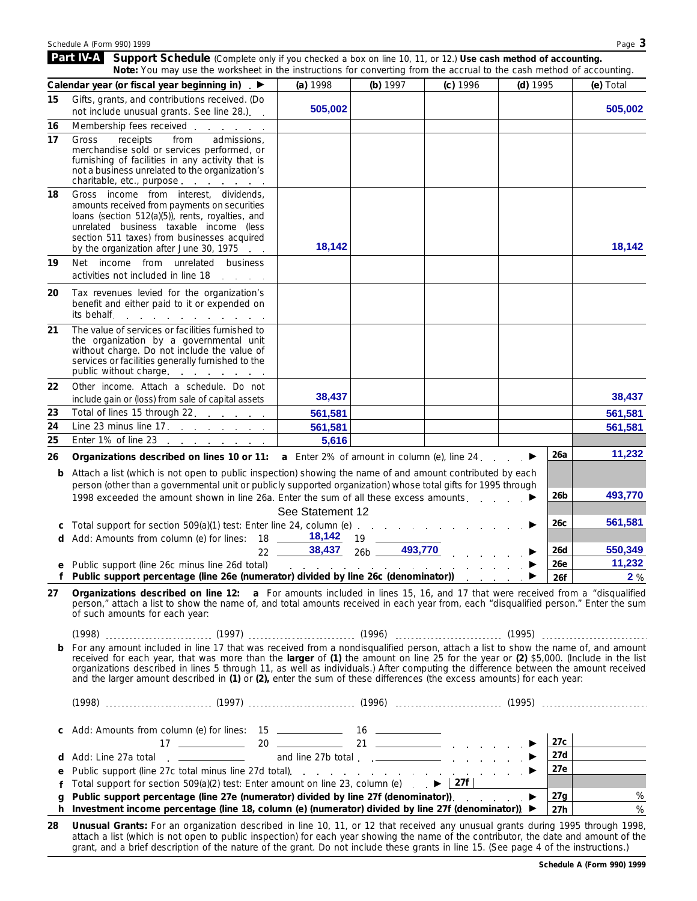## Part IV-A Support Schedule

(Complete only if you checked a box on line 10, 11, or 12.) **Use cash method of accounting.**

**Note:** You may use the worksheet in the instructions for converting from the accrual to the cash method of accounting.

| | Calendar year (or fiscal year beginning in) ▶ | (a) 1998 | (b) 1997 | (c) 1996 | (d) 1995 | (e) Total |
|---|---|---|---|---|---|---|
| 15 | Gifts, grants, and contributions received. (Do not include unusual grants. See line 28.) | 505,002 | | | | 505,002 |
| 16 | Membership fees received | | | | | |
| 17 | Gross receipts from admissions, merchandise sold or services performed, or furnishing of facilities in any activity that is not a business unrelated to the organization's charitable, etc., purpose | | | | | |
| 18 | Gross income from interest, dividends, amounts received from payments on securities loans (section 512(a)(5)), rents, royalties, and unrelated business taxable income (less section 511 taxes) from businesses acquired by the organization after June 30, 1975 | 18,142 | | | | 18,142 |
| 19 | Net income from unrelated business activities not included in line 18 | | | | | |
| 20 | Tax revenues levied for the organization's benefit and either paid to it or expended on its behalf | | | | | |
| 21 | The value of services or facilities furnished to the organization by a governmental unit without charge. Do not include the value of services or facilities generally furnished to the public without charge | | | | | |
| 22 | Other income. Attach a schedule. Do not include gain or (loss) from sale of capital assets | 38,437 | | | | 38,437 |
| 23 | Total of lines 15 through 22 | 561,581 | | | | 561,581 |
| 24 | Line 23 minus line 17 | 561,581 | | | | 561,581 |
| 25 | Enter 1% of line 23 | 5,616 | | | | |

**26 Organizations described on lines 10 or 11: a** Enter 2% of amount in column (e), line 24 ▶ **26a** 11,232

**b** Attach a list (which is not open to public inspection) showing the name of and amount contributed by each person (other than a governmental unit or publicly supported organization) whose total gifts for 1995 through 1998 exceeded the amount shown in line 26a. Enter the sum of all these excess amounts ▶ **26b** 493,770

See Statement 12

**c** Total support for section 509(a)(1) test: Enter line 24, column (e) ▶ **26c** 561,581

**d** Add: Amounts from column (e) for lines: 18 18,142 19 ______ 22 38,437 26b 493,770 ▶ **26d** 550,349

**e** Public support (line 26c minus line 26d total) ▶ **26e** 11,232

**f Public support percentage (line 26e (numerator) divided by line 26c (denominator))** ▶ **26f** 2 %

**27 Organizations described on line 12: a** For amounts included in lines 15, 16, and 17 that were received from a "disqualified person," attach a list to show the name of, and total amounts received in each year from, each "disqualified person." Enter the sum of such amounts for each year:

(1998) ______ (1997) ______ (1996) ______ (1995) ______

**b** For any amount included in line 17 that was received from a nondisqualified person, attach a list to show the name of, and amount received for each year, that was more than the **larger** of **(1)** the amount on line 25 for the year or **(2)** $5,000. (Include in the list organizations described in lines 5 through 11, as well as individuals.) After computing the difference between the amount received and the larger amount described in **(1)** or **(2),** enter the sum of these differences (the excess amounts) for each year:

(1998) ______ (1997) ______ (1996) ______ (1995) ______

**c** Add: Amounts from column (e) for lines: 15 ______ 16 ______ 17 ______ 20 ______ 21 ______ ▶ **27c** ______

**d** Add: Line 27a total ______ and line 27b total ______ ▶ **27d** ______

**e** Public support (line 27c total minus line 27d total) ▶ **27e** ______

**f** Total support for section 509(a)(2) test: Enter amount on line 23, column (e) ▶ **27f** ______

**g Public support percentage (line 27e (numerator) divided by line 27f (denominator))** ▶ **27g** %

**h Investment income percentage (line 18, column (e) (numerator) divided by line 27f (denominator))** ▶ **27h** %

**28 Unusual Grants:** For an organization described in line 10, 11, or 12 that received any unusual grants during 1995 through 1998, attach a list (which is not open to public inspection) for each year showing the name of the contributor, the date and amount of the grant, and a brief description of the nature of the grant. Do not include these grants in line 15. (See page 4 of the instructions.)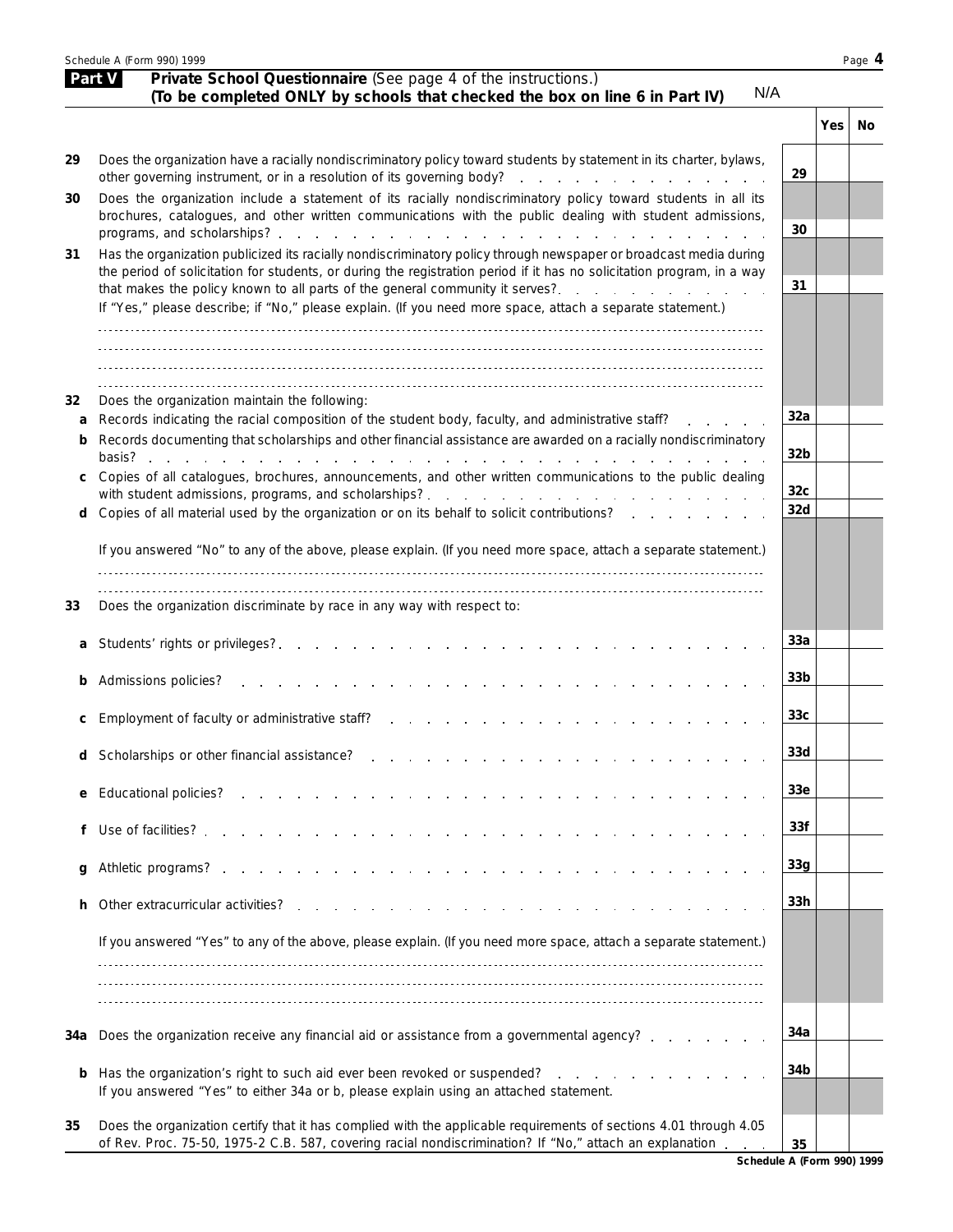## Part V Private School Questionnaire (See page 4 of the instructions.)

**(To be completed ONLY by schools that checked the box on line 6 in Part IV)** N/A

| | | | Yes | No |
|---|---|---|---|---|
| **29** | Does the organization have a racially nondiscriminatory policy toward students by statement in its charter, bylaws, other governing instrument, or in a resolution of its governing body? | **29** | | |
| **30** | Does the organization include a statement of its racially nondiscriminatory policy toward students in all its brochures, catalogues, and other written communications with the public dealing with student admissions, programs, and scholarships? | **30** | | |
| **31** | Has the organization publicized its racially nondiscriminatory policy through newspaper or broadcast media during the period of solicitation for students, or during the registration period if it has no solicitation program, in a way that makes the policy known to all parts of the general community it serves? | **31** | | |
| | If "Yes," please describe; if "No," please explain. (If you need more space, attach a separate statement.) | | | |
| **32** | Does the organization maintain the following: | | | |
| **a** | Records indicating the racial composition of the student body, faculty, and administrative staff? | **32a** | | |
| **b** | Records documenting that scholarships and other financial assistance are awarded on a racially nondiscriminatory basis? | **32b** | | |
| **c** | Copies of all catalogues, brochures, announcements, and other written communications to the public dealing with student admissions, programs, and scholarships? | **32c** | | |
| **d** | Copies of all material used by the organization or on its behalf to solicit contributions? | **32d** | | |
| | If you answered "No" to any of the above, please explain. (If you need more space, attach a separate statement.) | | | |
| **33** | Does the organization discriminate by race in any way with respect to: | | | |
| **a** | Students' rights or privileges? | **33a** | | |
| **b** | Admissions policies? | **33b** | | |
| **c** | Employment of faculty or administrative staff? | **33c** | | |
| **d** | Scholarships or other financial assistance? | **33d** | | |
| **e** | Educational policies? | **33e** | | |
| **f** | Use of facilities? | **33f** | | |
| **g** | Athletic programs? | **33g** | | |
| **h** | Other extracurricular activities? | **33h** | | |
| | If you answered "Yes" to any of the above, please explain. (If you need more space, attach a separate statement.) | | | |
| **34a** | Does the organization receive any financial aid or assistance from a governmental agency? | **34a** | | |
| **b** | Has the organization's right to such aid ever been revoked or suspended? | **34b** | | |
| | If you answered "Yes" to either 34a or b, please explain using an attached statement. | | | |
| **35** | Does the organization certify that it has complied with the applicable requirements of sections 4.01 through 4.05 of Rev. Proc. 75-50, 1975-2 C.B. 587, covering racial nondiscrimination? If "No," attach an explanation | **35** | | |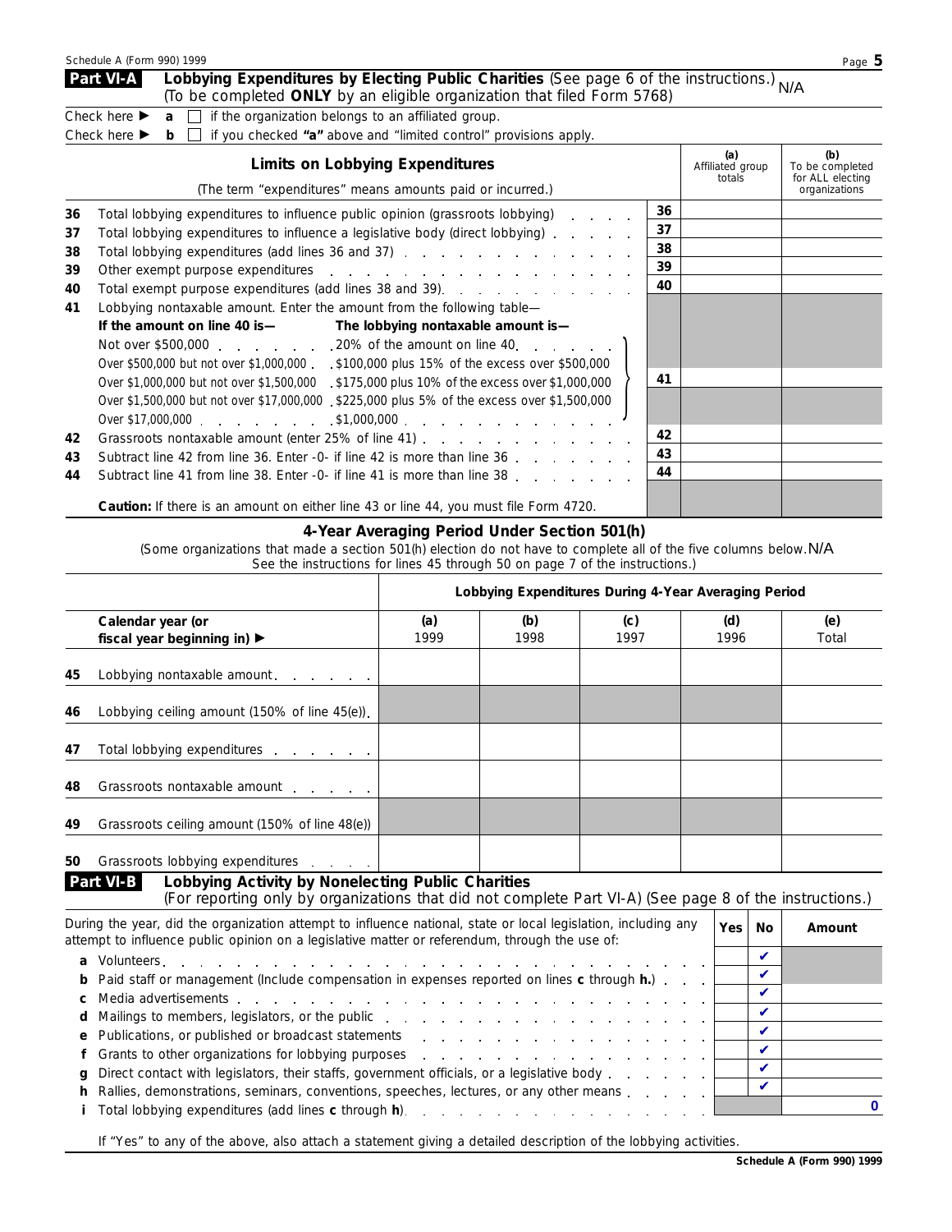## Part VI-A Lobbying Expenditures by Electing Public Charities (See page 6 of the instructions.) N/A

(To be completed **ONLY** by an eligible organization that filed Form 5768)

Check here ▶ **a** ☐ if the organization belongs to an affiliated group.

Check here ▶ **b** ☐ if you checked **"a"** above and "limited control" provisions apply.

| | Limits on Lobbying Expenditures (The term "expenditures" means amounts paid or incurred.) | | (a) Affiliated group totals | (b) To be completed for ALL electing organizations |
|---|---|---|---|---|
| 36 | Total lobbying expenditures to influence public opinion (grassroots lobbying) | 36 | | |
| 37 | Total lobbying expenditures to influence a legislative body (direct lobbying) | 37 | | |
| 38 | Total lobbying expenditures (add lines 36 and 37) | 38 | | |
| 39 | Other exempt purpose expenditures | 39 | | |
| 40 | Total exempt purpose expenditures (add lines 38 and 39) | 40 | | |
| 41 | Lobbying nontaxable amount. Enter the amount from the following table— **If the amount on line 40 is—** **The lobbying nontaxable amount is—** Not over $500,000 ... 20% of the amount on line 40; Over $500,000 but not over $1,000,000 ... $100,000 plus 15% of the excess over $500,000; Over $1,000,000 but not over $1,500,000 ... $175,000 plus 10% of the excess over $1,000,000; Over $1,500,000 but not over $17,000,000 ... $225,000 plus 5% of the excess over $1,500,000; Over $17,000,000 ... $1,000,000 | 41 | | |
| 42 | Grassroots nontaxable amount (enter 25% of line 41) | 42 | | |
| 43 | Subtract line 42 from line 36. Enter -0- if line 42 is more than line 36 | 43 | | |
| 44 | Subtract line 41 from line 38. Enter -0- if line 41 is more than line 38 | 44 | | |

**Caution:** If there is an amount on either line 43 or line 44, you must file Form 4720.

### 4-Year Averaging Period Under Section 501(h)

(Some organizations that made a section 501(h) election do not have to complete all of the five columns below. N/A See the instructions for lines 45 through 50 on page 7 of the instructions.)

| | Lobbying Expenditures During 4-Year Averaging Period | | | | |
|---|---|---|---|---|---|
| Calendar year (or fiscal year beginning in) ▶ | (a) 1999 | (b) 1998 | (c) 1997 | (d) 1996 | (e) Total |
| **45** Lobbying nontaxable amount | | | | | |
| **46** Lobbying ceiling amount (150% of line 45(e)) | | | | | |
| **47** Total lobbying expenditures | | | | | |
| **48** Grassroots nontaxable amount | | | | | |
| **49** Grassroots ceiling amount (150% of line 48(e)) | | | | | |
| **50** Grassroots lobbying expenditures | | | | | |

## Part VI-B Lobbying Activity by Nonelecting Public Charities

(For reporting only by organizations that did not complete Part VI-A) (See page 8 of the instructions.)

| During the year, did the organization attempt to influence national, state or local legislation, including any attempt to influence public opinion on a legislative matter or referendum, through the use of: | Yes | No | Amount |
|---|---|---|---|
| **a** Volunteers | | ✔ | |
| **b** Paid staff or management (Include compensation in expenses reported on lines **c** through **h.**) | | ✔ | |
| **c** Media advertisements | | ✔ | |
| **d** Mailings to members, legislators, or the public | | ✔ | |
| **e** Publications, or published or broadcast statements | | ✔ | |
| **f** Grants to other organizations for lobbying purposes | | ✔ | |
| **g** Direct contact with legislators, their staffs, government officials, or a legislative body | | ✔ | |
| **h** Rallies, demonstrations, seminars, conventions, speeches, lectures, or any other means | | ✔ | |
| **i** Total lobbying expenditures (add lines **c** through **h**) | | | 0 |

If "Yes" to any of the above, also attach a statement giving a detailed description of the lobbying activities.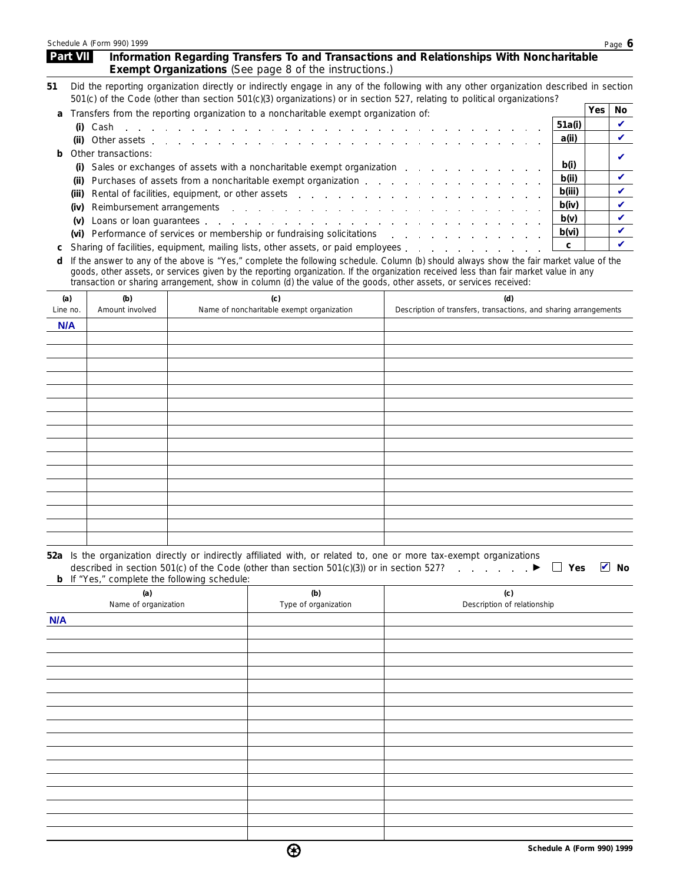## Part VII Information Regarding Transfers To and Transactions and Relationships With Noncharitable Exempt Organizations (See page 8 of the instructions.)

**51** Did the reporting organization directly or indirectly engage in any of the following with any other organization described in section 501(c) of the Code (other than section 501(c)(3) organizations) or in section 527, relating to political organizations?

| | | | Yes | No |
|---|---|---|---|---|
| **a** | Transfers from the reporting organization to a noncharitable exempt organization of: | | | |
| | **(i)** Cash | 51a(i) | | ✔ |
| | **(ii)** Other assets | a(ii) | | ✔ |
| **b** | Other transactions: | | | |
| | **(i)** Sales or exchanges of assets with a noncharitable exempt organization | b(i) | | ✔ |
| | **(ii)** Purchases of assets from a noncharitable exempt organization | b(ii) | | ✔ |
| | **(iii)** Rental of facilities, equipment, or other assets | b(iii) | | ✔ |
| | **(iv)** Reimbursement arrangements | b(iv) | | ✔ |
| | **(v)** Loans or loan guarantees | b(v) | | ✔ |
| | **(vi)** Performance of services or membership or fundraising solicitations | b(vi) | | ✔ |
| **c** | Sharing of facilities, equipment, mailing lists, other assets, or paid employees | c | | ✔ |

**d** If the answer to any of the above is "Yes," complete the following schedule. Column (b) should always show the fair market value of the goods, other assets, or services given by the reporting organization. If the organization received less than fair market value in any transaction or sharing arrangement, show in column (d) the value of the goods, other assets, or services received:

| (a) Line no. | (b) Amount involved | (c) Name of noncharitable exempt organization | (d) Description of transfers, transactions, and sharing arrangements |
|---|---|---|---|
| N/A | | | |

**52a** Is the organization directly or indirectly affiliated with, or related to, one or more tax-exempt organizations described in section 501(c) of the Code (other than section 501(c)(3)) or in section 527? ▶ ☐ Yes ☑ No

**b** If "Yes," complete the following schedule:

| (a) Name of organization | (b) Type of organization | (c) Description of relationship |
|---|---|---|
| N/A | | |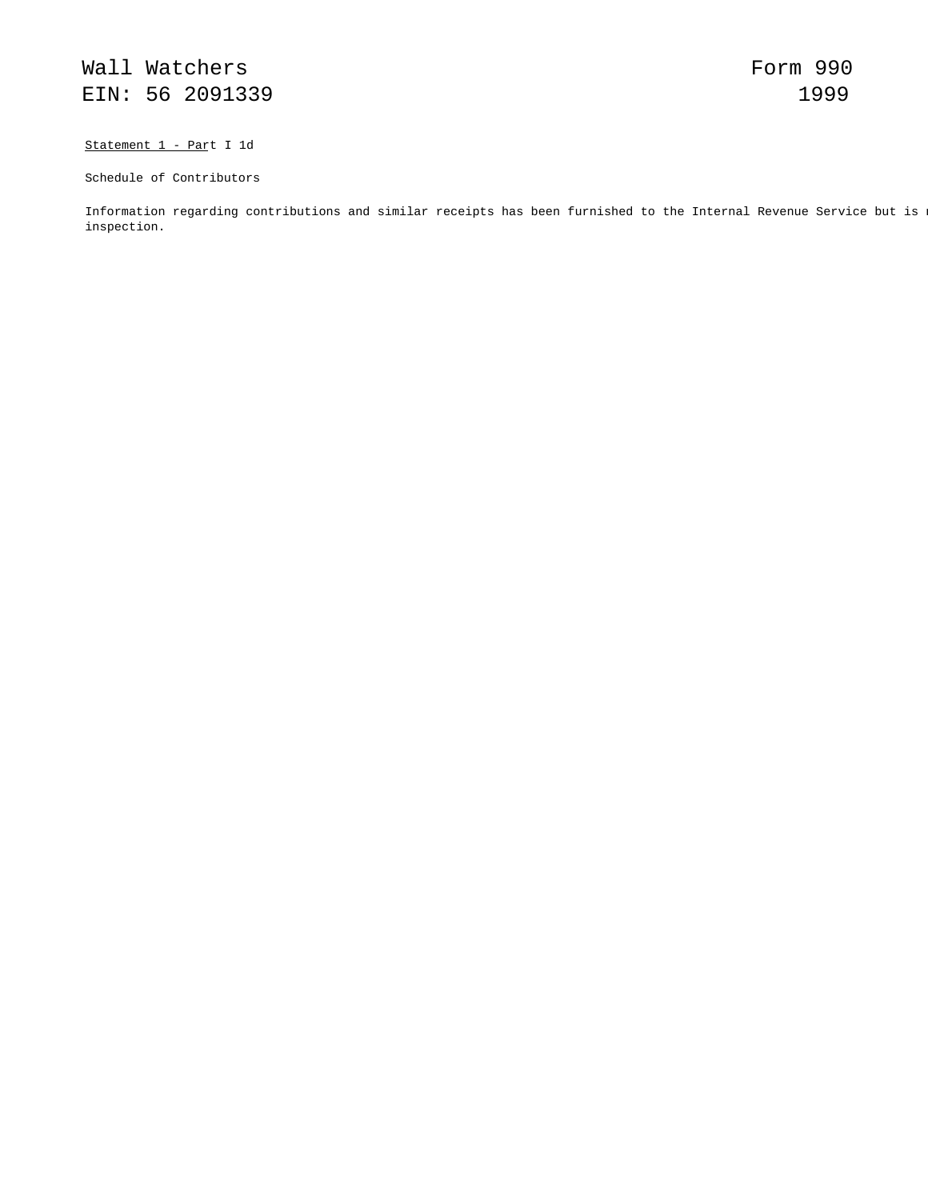Wall Watchers  
EIN: 56 2091339

Form 990  
1999

Statement 1 - Part I 1d

Schedule of Contributors

Information regarding contributions and similar receipts has been furnished to the Internal Revenue Service but is n
inspection.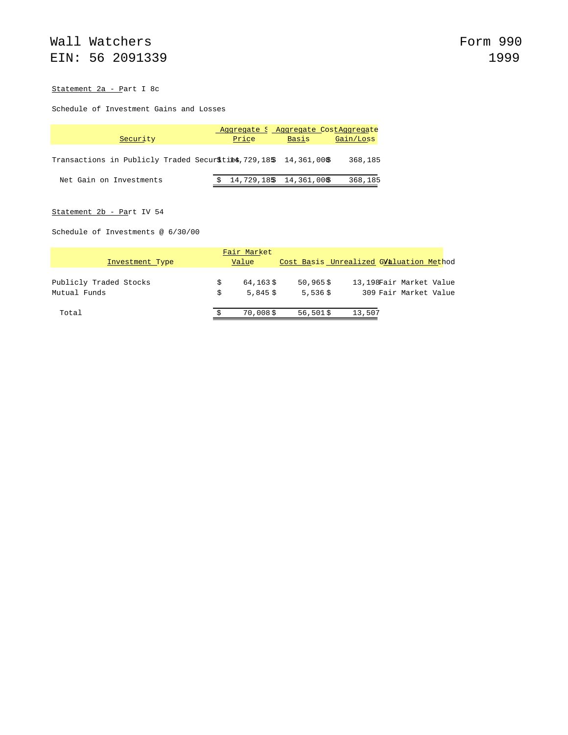Wall Watchers
EIN: 56 2091339

Form 990
1999

Statement 2a - Part I 8c

Schedule of Investment Gains and Losses

| Security | Aggregate Sales Price | Aggregate Cost Basis | Aggregate Gain/Loss |
|---|---|---|---|
| Transactions in Publicly Traded Securities | $ 14,729,185 | $ 14,361,000 | $ 368,185 |
| Net Gain on Investments | $ 14,729,185 | $ 14,361,000 | $ 368,185 |

Statement 2b - Part IV 54

Schedule of Investments @ 6/30/00

| Investment Type | Fair Market Value | Cost Basis | Unrealized Gain | Valuation Method |
|---|---|---|---|---|
| Publicly Traded Stocks | $ 64,163 | $ 50,965 | $ 13,198 | Fair Market Value |
| Mutual Funds | $ 5,845 | $ 5,536 | $ 309 | Fair Market Value |
| Total | $ 70,008 | $ 56,501 | $ 13,507 | |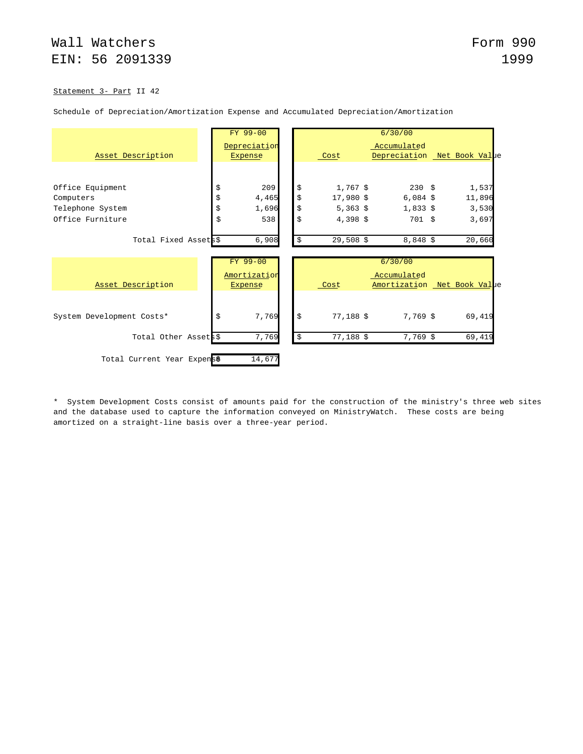Wall Watchers
EIN: 56 2091339

Form 990
1999

Statement 3- Part II 42

Schedule of Depreciation/Amortization Expense and Accumulated Depreciation/Amortization

| Asset Description | FY 99-00 Depreciation Expense | 6/30/00 Cost | 6/30/00 Accumulated Depreciation | 6/30/00 Net Book Value |
|---|---|---|---|---|
| Office Equipment | $ 209 | $ 1,767 | $ 230 | $ 1,537 |
| Computers | $ 4,465 | $ 17,980 | $ 6,084 | $ 11,896 |
| Telephone System | $ 1,696 | $ 5,363 | $ 1,833 | $ 3,530 |
| Office Furniture | $ 538 | $ 4,398 | $ 701 | $ 3,697 |
| Total Fixed Assets | $ 6,908 | $ 29,508 | $ 8,848 | $ 20,660 |

| Asset Description | FY 99-00 Amortization Expense | 6/30/00 Cost | 6/30/00 Accumulated Amortization | 6/30/00 Net Book Value |
|---|---|---|---|---|
| System Development Costs* | $ 7,769 | $ 77,188 | $ 7,769 | $ 69,419 |
| Total Other Assets | $ 7,769 | $ 77,188 | $ 7,769 | $ 69,419 |

| | |
|---|---|
| Total Current Year Expense | $ 14,677 |

* System Development Costs consist of amounts paid for the construction of the ministry's three web sites and the database used to capture the information conveyed on MinistryWatch. These costs are being amortized on a straight-line basis over a three-year period.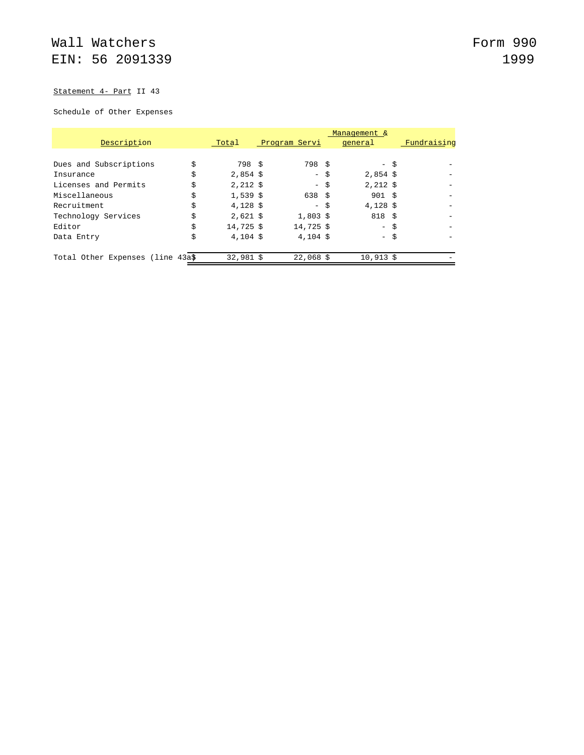Wall Watchers
EIN: 56 2091339

Form 990
1999

Statement 4- Part II 43

Schedule of Other Expenses

| Description | Total | Program Servi | Management & general | Fundraising |
|---|---|---|---|---|
| Dues and Subscriptions | $ 798 | $ 798 | $ - | $ - |
| Insurance | $ 2,854 | $ - | $ 2,854 | $ - |
| Licenses and Permits | $ 2,212 | $ - | $ 2,212 | $ - |
| Miscellaneous | $ 1,539 | $ 638 | $ 901 | $ - |
| Recruitment | $ 4,128 | $ - | $ 4,128 | $ - |
| Technology Services | $ 2,621 | $ 1,803 | $ 818 | $ - |
| Editor | $ 14,725 | $ 14,725 | $ - | $ - |
| Data Entry | $ 4,104 | $ 4,104 | $ - | $ - |
| Total Other Expenses (line 43a) | $ 32,981 | $ 22,068 | $ 10,913 | $ - |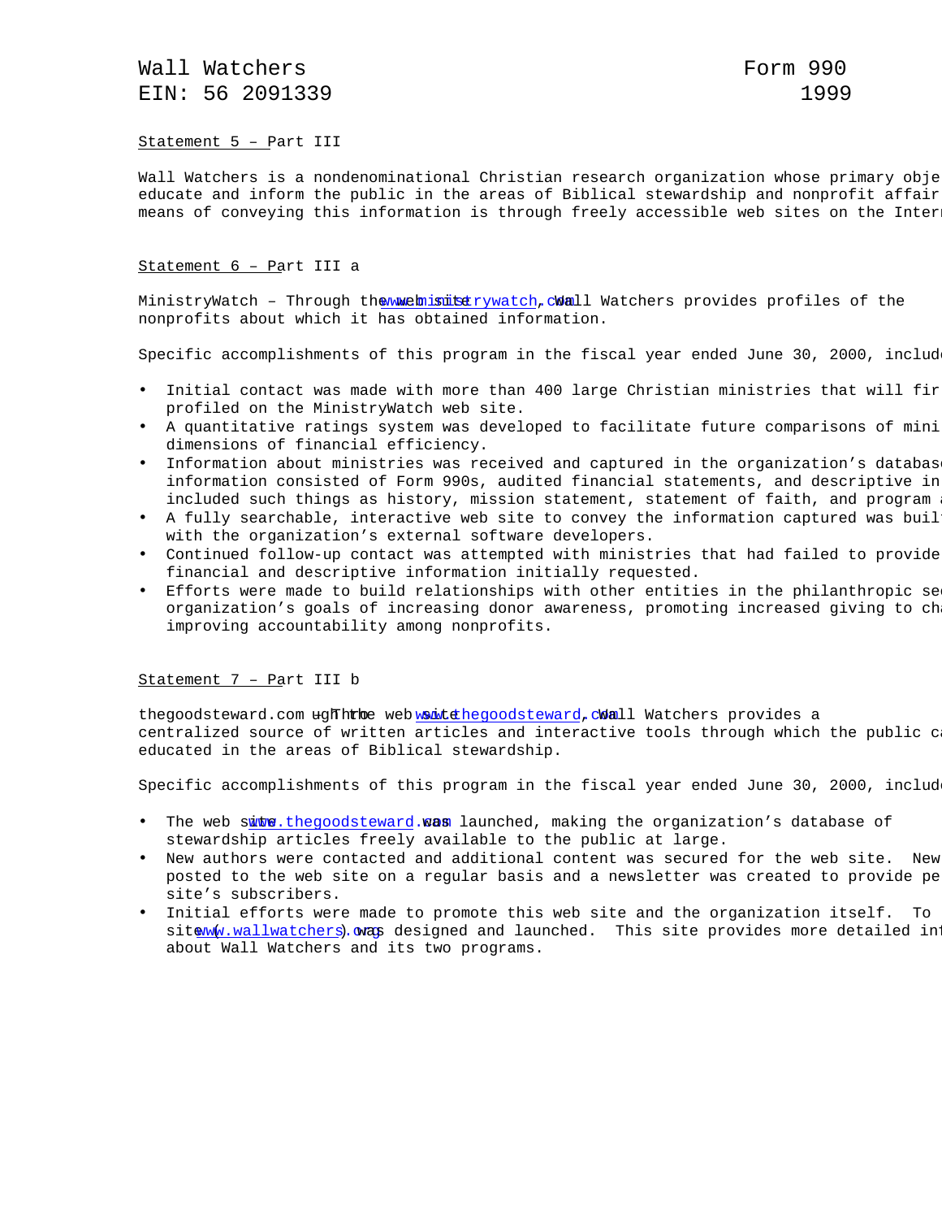Wall Watchers
EIN: 56 2091339

Form 990
1999

Statement 5 – Part III

Wall Watchers is a nondenominational Christian research organization whose primary obje
educate and inform the public in the areas of Biblical stewardship and nonprofit affair
means of conveying this information is through freely accessible web sites on the Intern

Statement 6 – Part III a

MinistryWatch – Through the web site www.ministrywatch.com, Wall Watchers provides profiles of the nonprofits about which it has obtained information.

Specific accomplishments of this program in the fiscal year ended June 30, 2000, include

- Initial contact was made with more than 400 large Christian ministries that will fir profiled on the MinistryWatch web site.
- A quantitative ratings system was developed to facilitate future comparisons of mini dimensions of financial efficiency.
- Information about ministries was received and captured in the organization's databas information consisted of Form 990s, audited financial statements, and descriptive in included such things as history, mission statement, statement of faith, and program a
- A fully searchable, interactive web site to convey the information captured was buil with the organization's external software developers.
- Continued follow-up contact was attempted with ministries that had failed to provide financial and descriptive information initially requested.
- Efforts were made to build relationships with other entities in the philanthropic sec organization's goals of increasing donor awareness, promoting increased giving to cha improving accountability among nonprofits.

Statement 7 – Part III b

thegoodsteward.com – Through the web site www.thegoodsteward.com, Wall Watchers provides a centralized source of written articles and interactive tools through which the public ca educated in the areas of Biblical stewardship.

Specific accomplishments of this program in the fiscal year ended June 30, 2000, include

- The web site www.thegoodsteward.com was launched, making the organization's database of stewardship articles freely available to the public at large.
- New authors were contacted and additional content was secured for the web site. New posted to the web site on a regular basis and a newsletter was created to provide pe site's subscribers.
- Initial efforts were made to promote this web site and the organization itself. To site (www.wallwatchers.org) was designed and launched. This site provides more detailed inf about Wall Watchers and its two programs.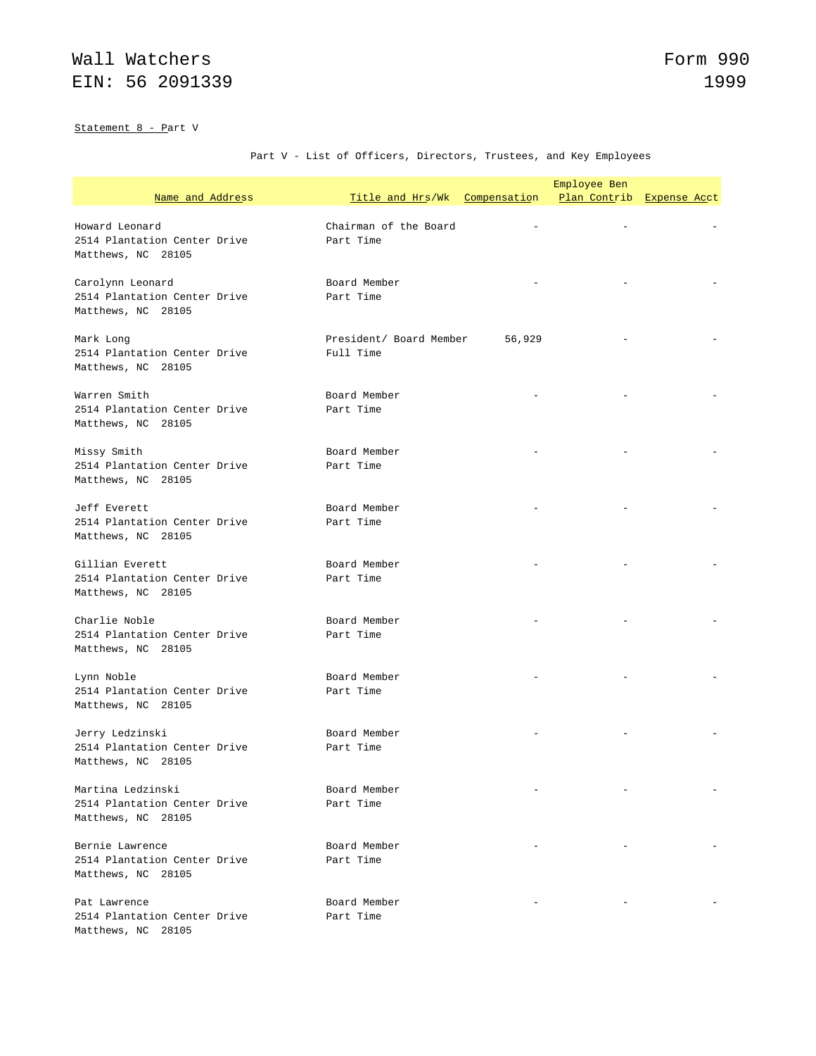Wall Watchers
EIN: 56 2091339

Form 990
1999

Statement 8 - Part V

Part V - List of Officers, Directors, Trustees, and Key Employees

| Name and Address | Title and Hrs/Wk | Compensation | Employee Ben Plan Contrib | Expense Acct |
|---|---|---|---|---|
| Howard Leonard<br>2514 Plantation Center Drive<br>Matthews, NC 28105 | Chairman of the Board<br>Part Time | - | - | - |
| Carolynn Leonard<br>2514 Plantation Center Drive<br>Matthews, NC 28105 | Board Member<br>Part Time | - | - | - |
| Mark Long<br>2514 Plantation Center Drive<br>Matthews, NC 28105 | President/ Board Member<br>Full Time | 56,929 | - | - |
| Warren Smith<br>2514 Plantation Center Drive<br>Matthews, NC 28105 | Board Member<br>Part Time | - | - | - |
| Missy Smith<br>2514 Plantation Center Drive<br>Matthews, NC 28105 | Board Member<br>Part Time | - | - | - |
| Jeff Everett<br>2514 Plantation Center Drive<br>Matthews, NC 28105 | Board Member<br>Part Time | - | - | - |
| Gillian Everett<br>2514 Plantation Center Drive<br>Matthews, NC 28105 | Board Member<br>Part Time | - | - | - |
| Charlie Noble<br>2514 Plantation Center Drive<br>Matthews, NC 28105 | Board Member<br>Part Time | - | - | - |
| Lynn Noble<br>2514 Plantation Center Drive<br>Matthews, NC 28105 | Board Member<br>Part Time | - | - | - |
| Jerry Ledzinski<br>2514 Plantation Center Drive<br>Matthews, NC 28105 | Board Member<br>Part Time | - | - | - |
| Martina Ledzinski<br>2514 Plantation Center Drive<br>Matthews, NC 28105 | Board Member<br>Part Time | - | - | - |
| Bernie Lawrence<br>2514 Plantation Center Drive<br>Matthews, NC 28105 | Board Member<br>Part Time | - | - | - |
| Pat Lawrence<br>2514 Plantation Center Drive<br>Matthews, NC 28105 | Board Member<br>Part Time | - | - | - |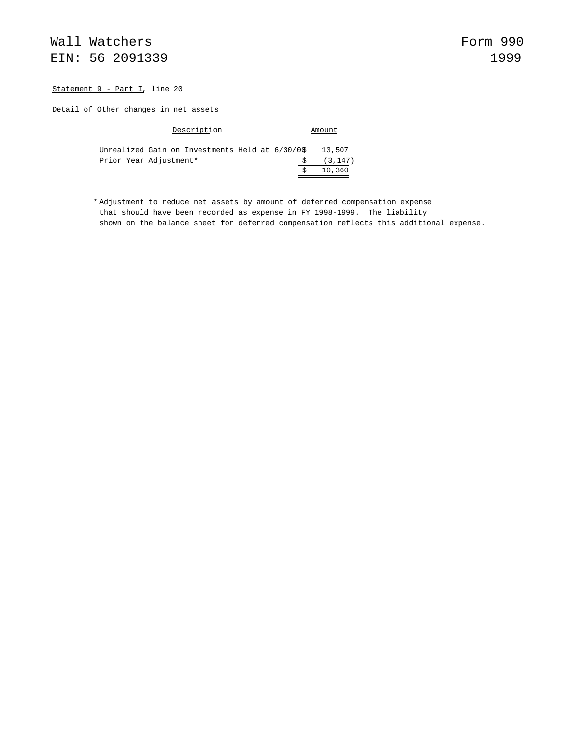Wall Watchers
EIN: 56 2091339

Form 990
1999

Statement 9 - Part I, line 20

Detail of Other changes in net assets

| Description | Amount |
|---|---|
| Unrealized Gain on Investments Held at 6/30/00 | $ 13,507 |
| Prior Year Adjustment* | $ (3,147) |
| | $ 10,360 |

* Adjustment to reduce net assets by amount of deferred compensation expense that should have been recorded as expense in FY 1998-1999. The liability shown on the balance sheet for deferred compensation reflects this additional expense.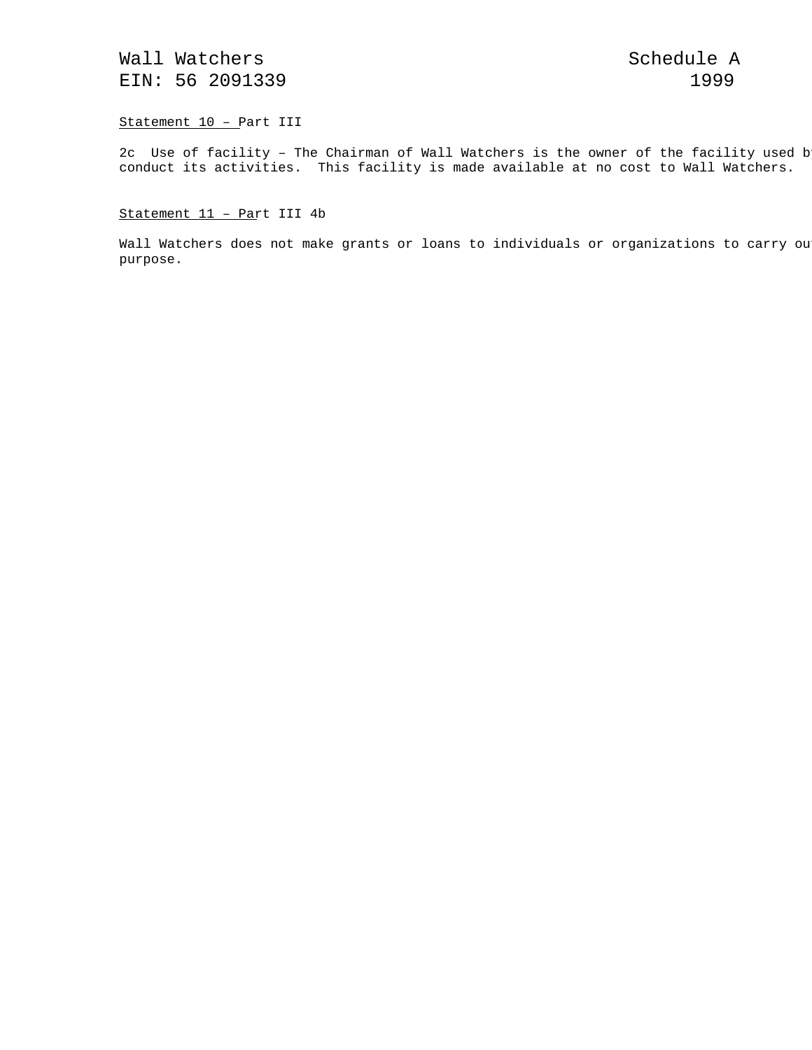Wall Watchers Schedule A
EIN: 56 2091339 1999

Statement 10 – Part III

2c Use of facility – The Chairman of Wall Watchers is the owner of the facility used by conduct its activities. This facility is made available at no cost to Wall Watchers.

Statement 11 – Part III 4b

Wall Watchers does not make grants or loans to individuals or organizations to carry out purpose.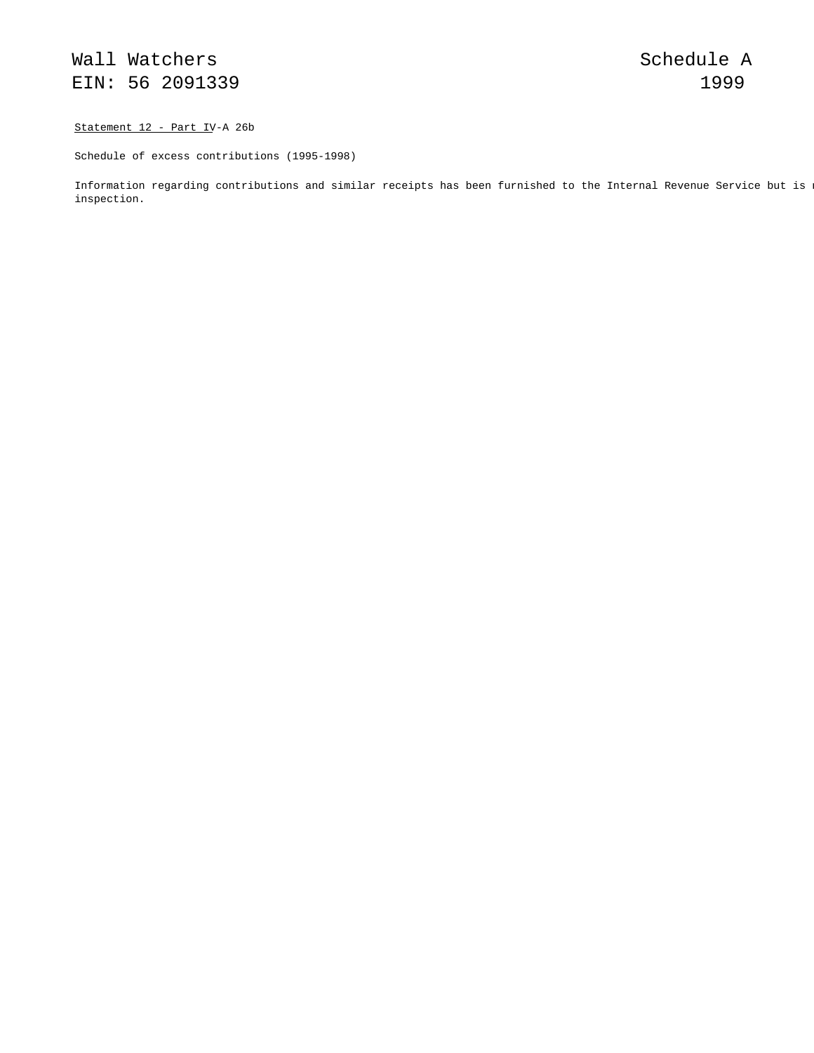Wall Watchers
EIN: 56 2091339

Schedule A
1999

Statement 12 - Part IV-A 26b

Schedule of excess contributions (1995-1998)

Information regarding contributions and similar receipts has been furnished to the Internal Revenue Service but is n
inspection.